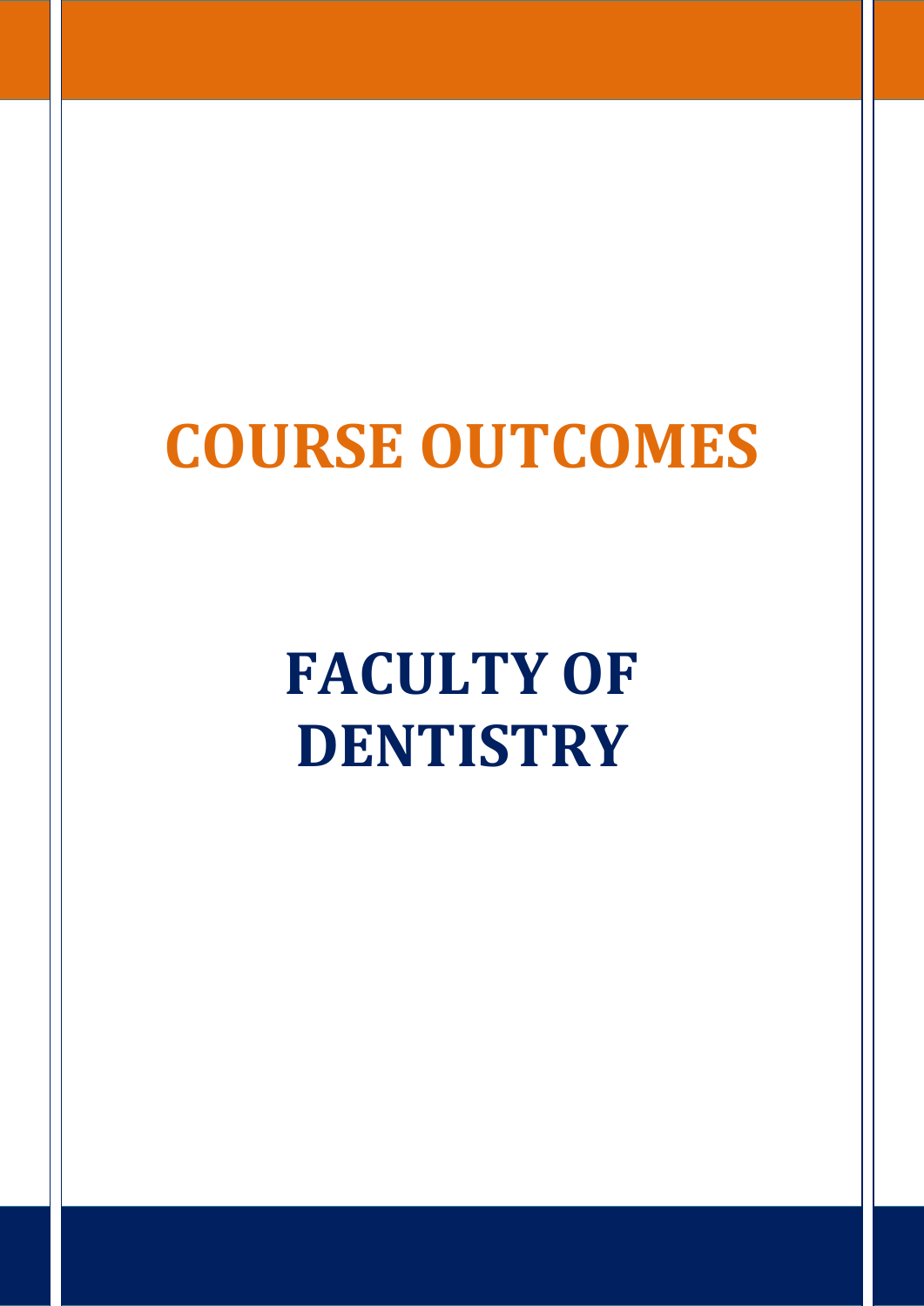# COURSE OUTCOMES

# FACULTY OF DENTISTRY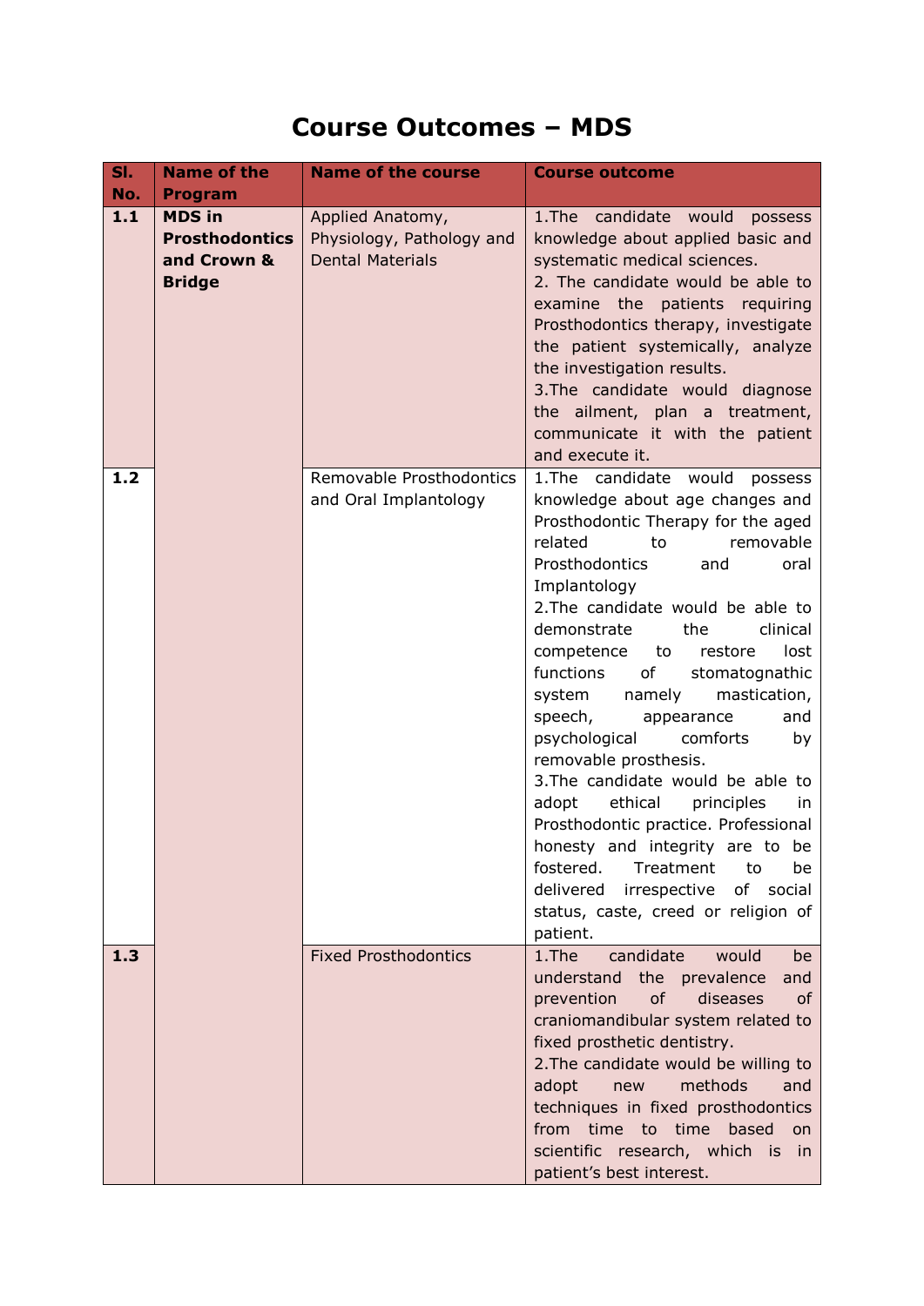# Course Outcomes – MDS

| Sl. No. | Name of the Program | Name of the course | Course outcome |
|---|---|---|---|
| **1.1** | **MDS in Prosthodontics and Crown & Bridge** | Applied Anatomy, Physiology, Pathology and Dental Materials | 1.The candidate would possess knowledge about applied basic and systematic medical sciences.<br>2. The candidate would be able to examine the patients requiring Prosthodontics therapy, investigate the patient systemically, analyze the investigation results.<br>3.The candidate would diagnose the ailment, plan a treatment, communicate it with the patient and execute it. |
| **1.2** | | Removable Prosthodontics and Oral Implantology | 1.The candidate would possess knowledge about age changes and Prosthodontic Therapy for the aged related to removable Prosthodontics and oral Implantology<br>2.The candidate would be able to demonstrate the clinical competence to restore lost functions of stomatognathic system namely mastication, speech, appearance and psychological comforts by removable prosthesis.<br>3.The candidate would be able to adopt ethical principles in Prosthodontic practice. Professional honesty and integrity are to be fostered. Treatment to be delivered irrespective of social status, caste, creed or religion of patient. |
| **1.3** | | Fixed Prosthodontics | 1.The candidate would be understand the prevalence and prevention of diseases of craniomandibular system related to fixed prosthetic dentistry.<br>2.The candidate would be willing to adopt new methods and techniques in fixed prosthodontics from time to time based on scientific research, which is in patient's best interest. |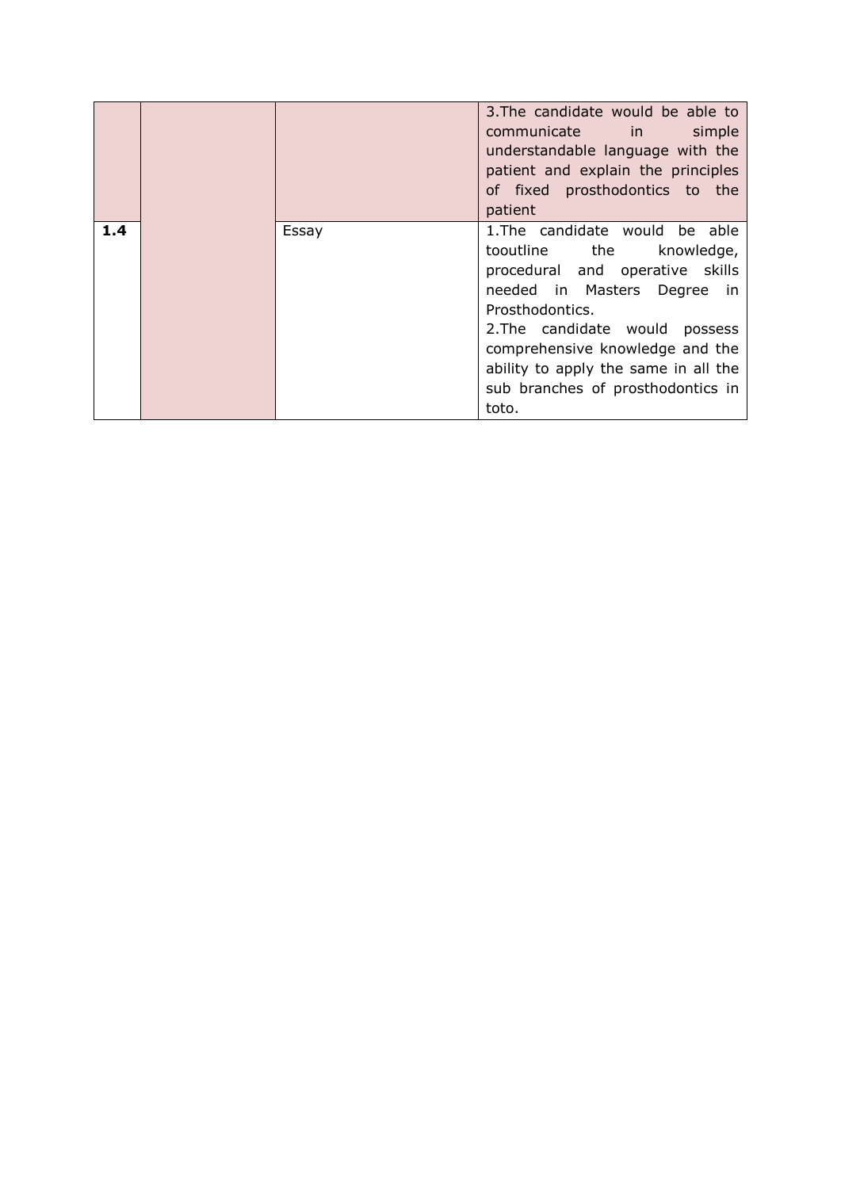| | | | |
|---|---|---|---|
| | | | 3.The candidate would be able to communicate in simple understandable language with the patient and explain the principles of fixed prosthodontics to the patient |
| **1.4** | | Essay | 1.The candidate would be able tooutline the knowledge, procedural and operative skills needed in Masters Degree in Prosthodontics.<br>2.The candidate would possess comprehensive knowledge and the ability to apply the same in all the sub branches of prosthodontics in toto. |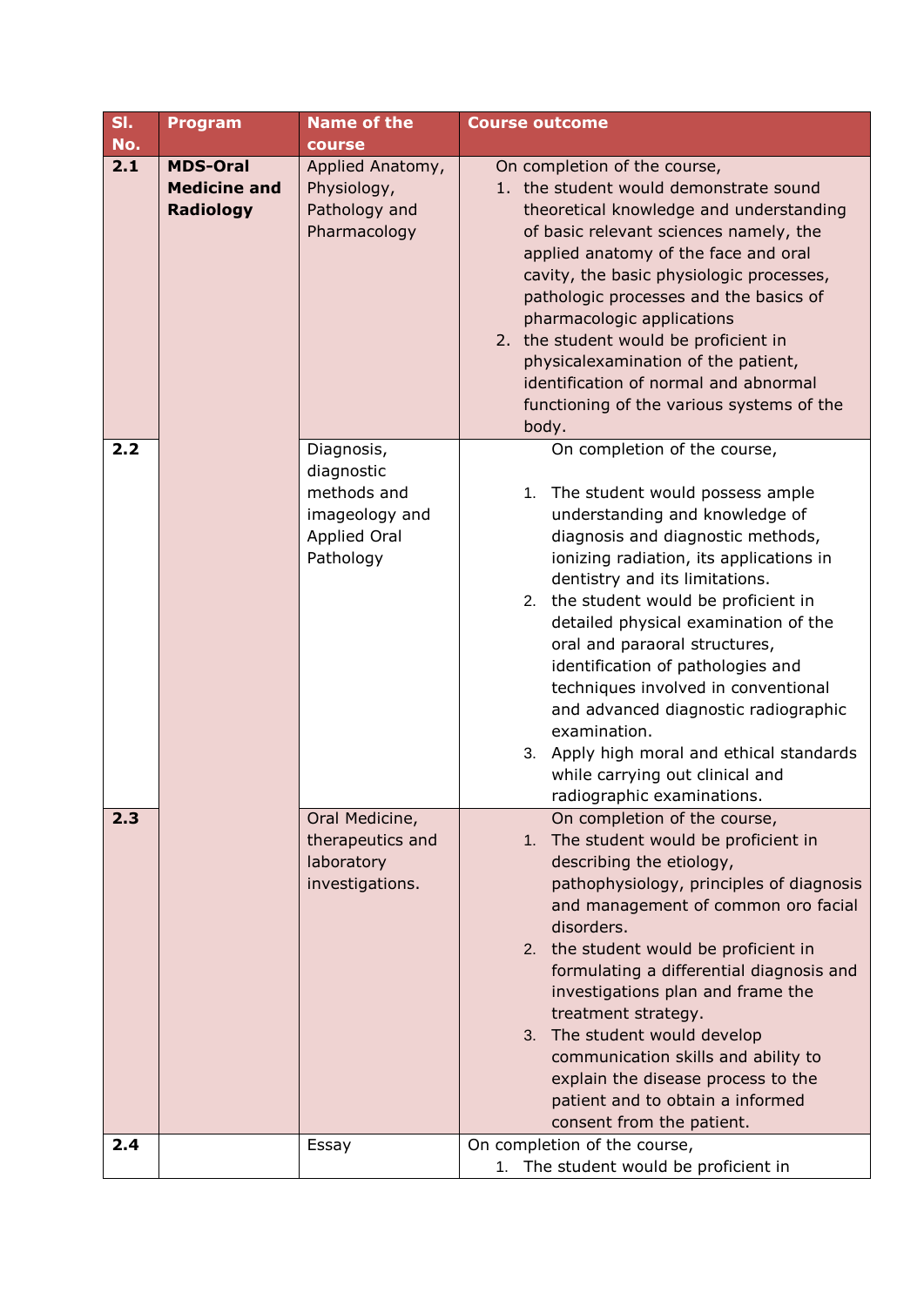| Sl. No. | Program | Name of the course | Course outcome |
|---|---|---|---|
| 2.1 | **MDS-Oral Medicine and Radiology** | Applied Anatomy, Physiology, Pathology and Pharmacology | On completion of the course,<br>1. the student would demonstrate sound theoretical knowledge and understanding of basic relevant sciences namely, the applied anatomy of the face and oral cavity, the basic physiologic processes, pathologic processes and the basics of pharmacologic applications<br>2. the student would be proficient in physicalexamination of the patient, identification of normal and abnormal functioning of the various systems of the body. |
| 2.2 | | Diagnosis, diagnostic methods and imageology and Applied Oral Pathology | On completion of the course,<br>1. The student would possess ample understanding and knowledge of diagnosis and diagnostic methods, ionizing radiation, its applications in dentistry and its limitations.<br>2. the student would be proficient in detailed physical examination of the oral and paraoral structures, identification of pathologies and techniques involved in conventional and advanced diagnostic radiographic examination.<br>3. Apply high moral and ethical standards while carrying out clinical and radiographic examinations. |
| 2.3 | | Oral Medicine, therapeutics and laboratory investigations. | On completion of the course,<br>1. The student would be proficient in describing the etiology, pathophysiology, principles of diagnosis and management of common oro facial disorders.<br>2. the student would be proficient in formulating a differential diagnosis and investigations plan and frame the treatment strategy.<br>3. The student would develop communication skills and ability to explain the disease process to the patient and to obtain a informed consent from the patient. |
| 2.4 | | Essay | On completion of the course,<br>1. The student would be proficient in |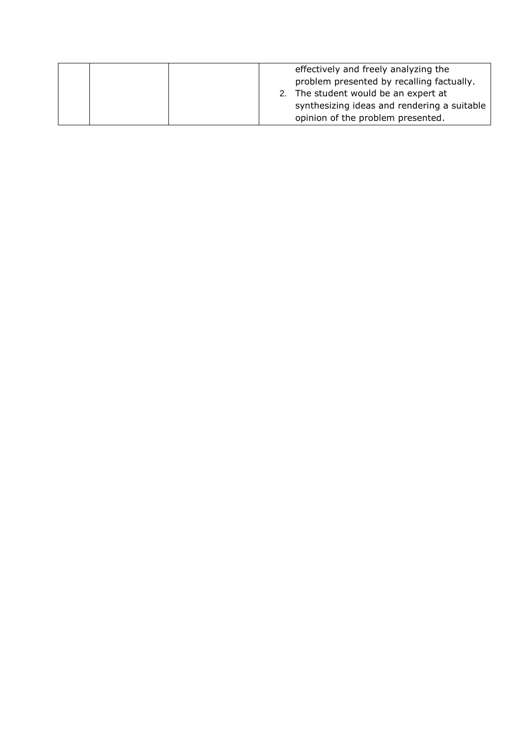| | | | |
|---|---|---|---|
| | | | effectively and freely analyzing the problem presented by recalling factually.<br>2. The student would be an expert at synthesizing ideas and rendering a suitable opinion of the problem presented. |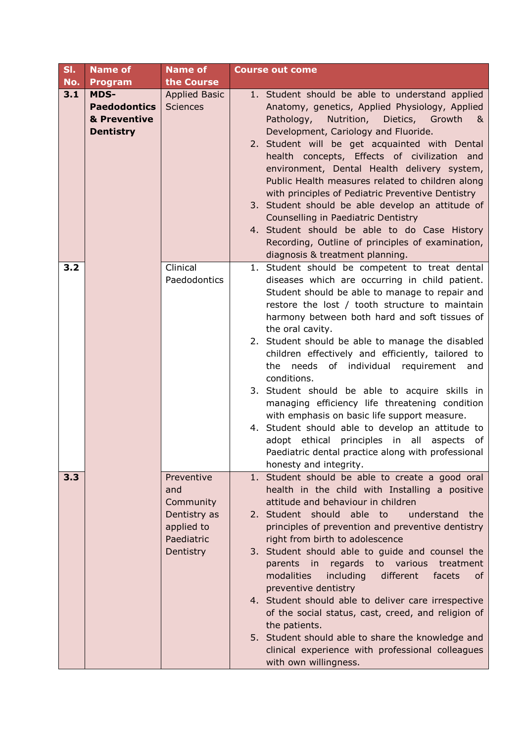| Sl. No. | Name of Program | Name of the Course | Course out come |
|---|---|---|---|
| 3.1 | **MDS-Paedodontics & Preventive Dentistry** | Applied Basic Sciences | 1. Student should be able to understand applied Anatomy, genetics, Applied Physiology, Applied Pathology, Nutrition, Dietics, Growth & Development, Cariology and Fluoride.<br>2. Student will be get acquainted with Dental health concepts, Effects of civilization and environment, Dental Health delivery system, Public Health measures related to children along with principles of Pediatric Preventive Dentistry<br>3. Student should be able develop an attitude of Counselling in Paediatric Dentistry<br>4. Student should be able to do Case History Recording, Outline of principles of examination, diagnosis & treatment planning. |
| 3.2 | | Clinical Paedodontics | 1. Student should be competent to treat dental diseases which are occurring in child patient. Student should be able to manage to repair and restore the lost / tooth structure to maintain harmony between both hard and soft tissues of the oral cavity.<br>2. Student should be able to manage the disabled children effectively and efficiently, tailored to the needs of individual requirement and conditions.<br>3. Student should be able to acquire skills in managing efficiency life threatening condition with emphasis on basic life support measure.<br>4. Student should able to develop an attitude to adopt ethical principles in all aspects of Paediatric dental practice along with professional honesty and integrity. |
| 3.3 | | Preventive and Community Dentistry as applied to Paediatric Dentistry | 1. Student should be able to create a good oral health in the child with Installing a positive attitude and behaviour in children<br>2. Student should able to understand the principles of prevention and preventive dentistry right from birth to adolescence<br>3. Student should able to guide and counsel the parents in regards to various treatment modalities including different facets of preventive dentistry<br>4. Student should able to deliver care irrespective of the social status, cast, creed, and religion of the patients.<br>5. Student should able to share the knowledge and clinical experience with professional colleagues with own willingness. |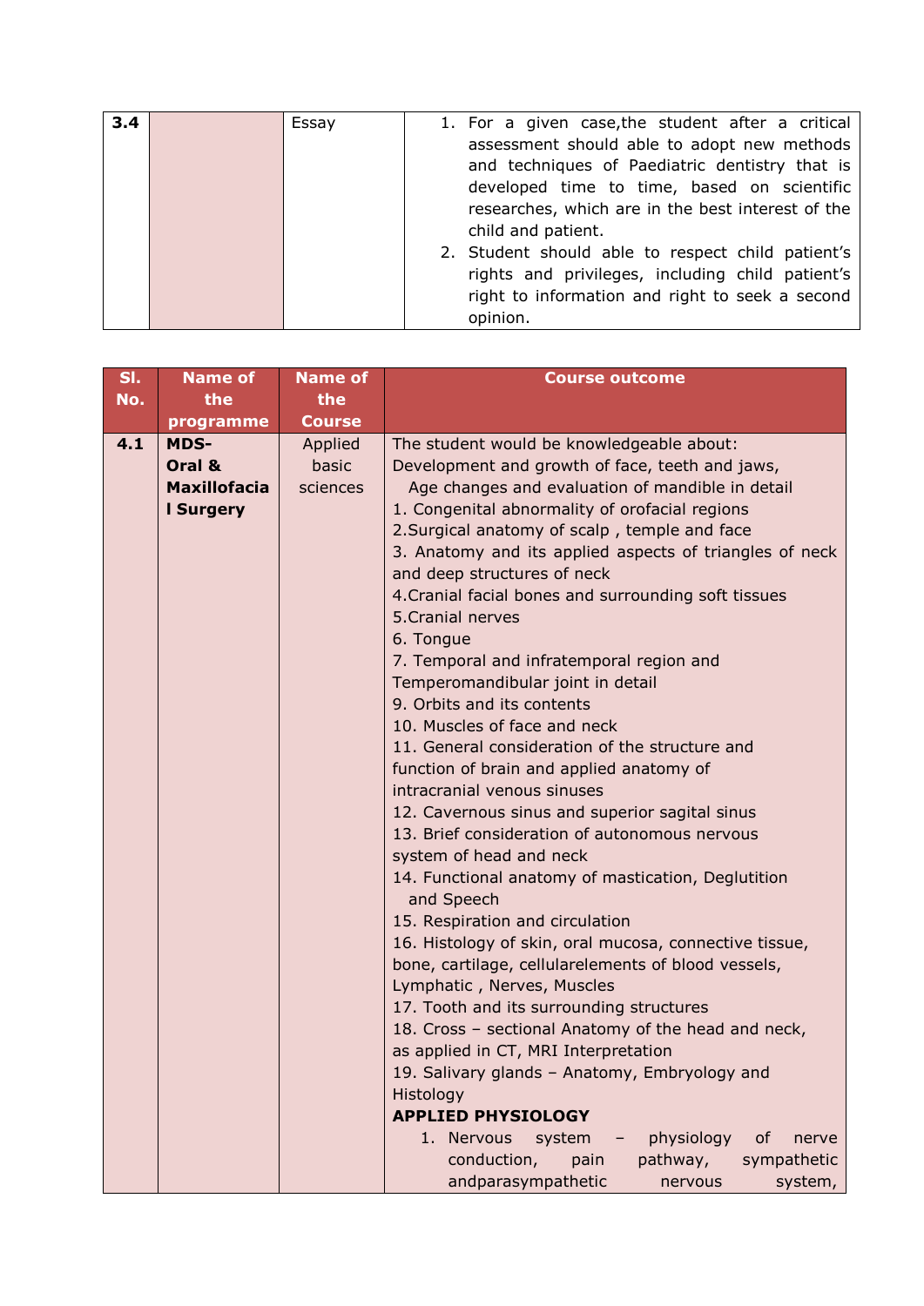| 3.4 | | Essay | 1. For a given case,the student after a critical assessment should able to adopt new methods and techniques of Paediatric dentistry that is developed time to time, based on scientific researches, which are in the best interest of the child and patient.<br>2. Student should able to respect child patient's rights and privileges, including child patient's right to information and right to seek a second opinion. |
|---|---|---|---|

| Sl. No. | Name of the programme | Name of the Course | Course outcome |
|---|---|---|---|
| 4.1 | **MDS-Oral & Maxillofacial Surgery** | Applied basic sciences | The student would be knowledgeable about:<br>Development and growth of face, teeth and jaws, Age changes and evaluation of mandible in detail<br>1. Congenital abnormality of orofacial regions<br>2.Surgical anatomy of scalp , temple and face<br>3. Anatomy and its applied aspects of triangles of neck and deep structures of neck<br>4.Cranial facial bones and surrounding soft tissues<br>5.Cranial nerves<br>6. Tongue<br>7. Temporal and infratemporal region and Temperomandibular joint in detail<br>9. Orbits and its contents<br>10. Muscles of face and neck<br>11. General consideration of the structure and function of brain and applied anatomy of intracranial venous sinuses<br>12. Cavernous sinus and superior sagital sinus<br>13. Brief consideration of autonomous nervous system of head and neck<br>14. Functional anatomy of mastication, Deglutition and Speech<br>15. Respiration and circulation<br>16. Histology of skin, oral mucosa, connective tissue, bone, cartilage, cellularelements of blood vessels, Lymphatic , Nerves, Muscles<br>17. Tooth and its surrounding structures<br>18. Cross – sectional Anatomy of the head and neck, as applied in CT, MRI Interpretation<br>19. Salivary glands – Anatomy, Embryology and Histology<br>**APPLIED PHYSIOLOGY**<br>1. Nervous system – physiology of nerve conduction, pain pathway, sympathetic andparasympathetic nervous system, |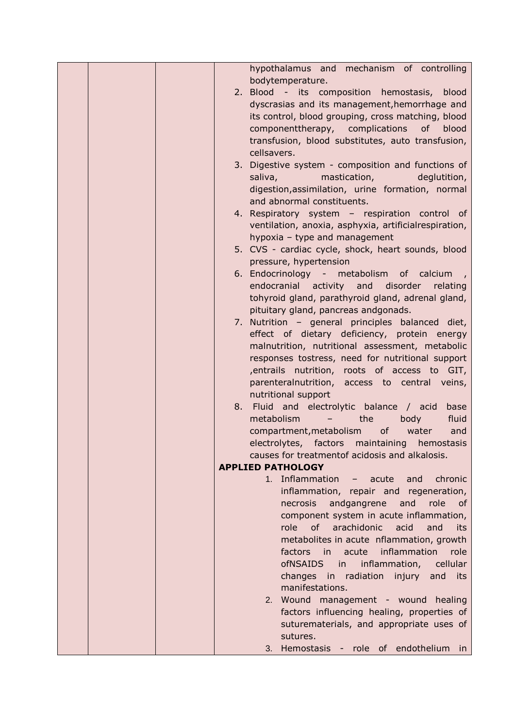| | | | hypothalamus and mechanism of controlling bodytemperature.<br>2. Blood - its composition hemostasis, blood dyscrasias and its management,hemorrhage and its control, blood grouping, cross matching, blood componenttherapy, complications of blood transfusion, blood substitutes, auto transfusion, cellsavers.<br>3. Digestive system - composition and functions of saliva, mastication, deglutition, digestion,assimilation, urine formation, normal and abnormal constituents.<br>4. Respiratory system – respiration control of ventilation, anoxia, asphyxia, artificialrespiration, hypoxia – type and management<br>5. CVS - cardiac cycle, shock, heart sounds, blood pressure, hypertension<br>6. Endocrinology - metabolism of calcium , endocranial activity and disorder relating tohyroid gland, parathyroid gland, adrenal gland, pituitary gland, pancreas andgonads.<br>7. Nutrition – general principles balanced diet, effect of dietary deficiency, protein energy malnutrition, nutritional assessment, metabolic responses tostress, need for nutritional support ,entrails nutrition, roots of access to GIT, parenteralnutrition, access to central veins, nutritional support<br>8. Fluid and electrolytic balance / acid base metabolism – the body fluid compartment,metabolism of water and electrolytes, factors maintaining hemostasis causes for treatmentof acidosis and alkalosis.<br>**APPLIED PATHOLOGY**<br>1. Inflammation – acute and chronic inflammation, repair and regeneration, necrosis andgangrene and role of component system in acute inflammation, role of arachidonic acid and its metabolites in acute nflammation, growth factors in acute inflammation role ofNSAIDS in inflammation, cellular changes in radiation injury and its manifestations.<br>2. Wound management - wound healing factors influencing healing, properties of suturematerials, and appropriate uses of sutures.<br>3. Hemostasis - role of endothelium in |
|---|---|---|---|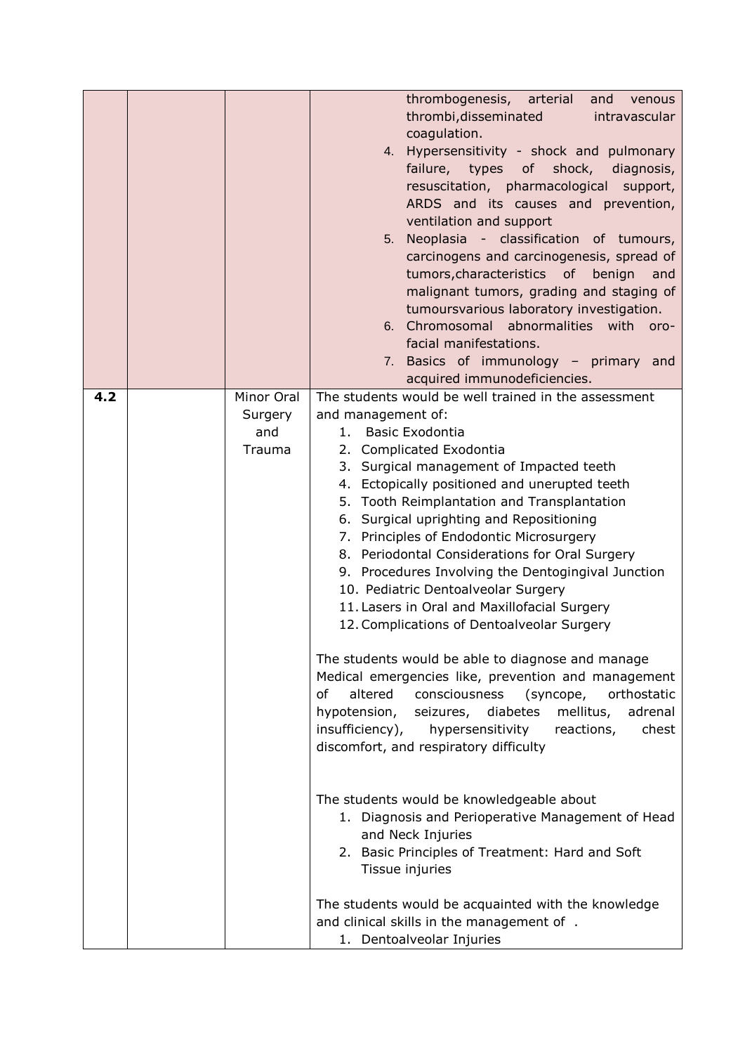| | | | |
|---|---|---|---|
| | | | thrombogenesis, arterial and venous thrombi,disseminated intravascular coagulation.<br>4. Hypersensitivity - shock and pulmonary failure, types of shock, diagnosis, resuscitation, pharmacological support, ARDS and its causes and prevention, ventilation and support<br>5. Neoplasia - classification of tumours, carcinogens and carcinogenesis, spread of tumors,characteristics of benign and malignant tumors, grading and staging of tumoursvarious laboratory investigation.<br>6. Chromosomal abnormalities with oro-facial manifestations.<br>7. Basics of immunology – primary and acquired immunodeficiencies. |
| **4.2** | | Minor Oral Surgery and Trauma | The students would be well trained in the assessment and management of:<br>1. Basic Exodontia<br>2. Complicated Exodontia<br>3. Surgical management of Impacted teeth<br>4. Ectopically positioned and unerupted teeth<br>5. Tooth Reimplantation and Transplantation<br>6. Surgical uprighting and Repositioning<br>7. Principles of Endodontic Microsurgery<br>8. Periodontal Considerations for Oral Surgery<br>9. Procedures Involving the Dentogingival Junction<br>10. Pediatric Dentoalveolar Surgery<br>11. Lasers in Oral and Maxillofacial Surgery<br>12. Complications of Dentoalveolar Surgery<br><br>The students would be able to diagnose and manage Medical emergencies like, prevention and management of altered consciousness (syncope, orthostatic hypotension, seizures, diabetes mellitus, adrenal insufficiency), hypersensitivity reactions, chest discomfort, and respiratory difficulty<br><br>The students would be knowledgeable about<br>1. Diagnosis and Perioperative Management of Head and Neck Injuries<br>2. Basic Principles of Treatment: Hard and Soft Tissue injuries<br><br>The students would be acquainted with the knowledge and clinical skills in the management of .<br>1. Dentoalveolar Injuries |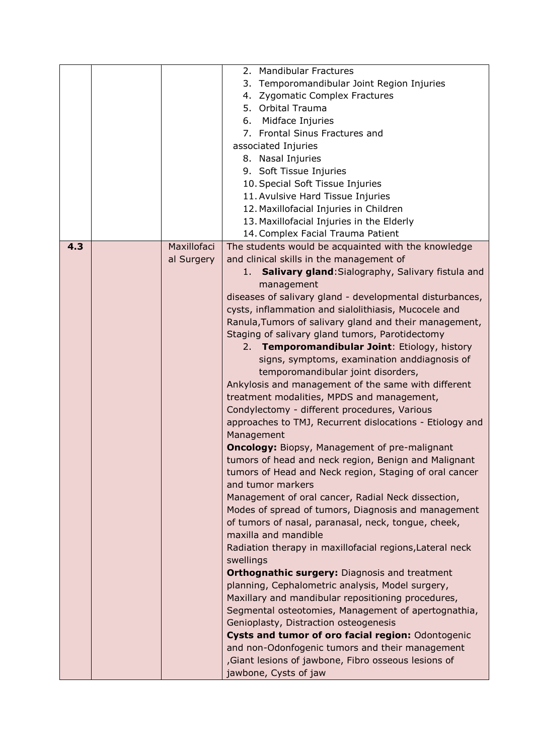| | | | |
|---|---|---|---|
| | | | 2. Mandibular Fractures<br>3. Temporomandibular Joint Region Injuries<br>4. Zygomatic Complex Fractures<br>5. Orbital Trauma<br>6. Midface Injuries<br>7. Frontal Sinus Fractures and associated Injuries<br>8. Nasal Injuries<br>9. Soft Tissue Injuries<br>10. Special Soft Tissue Injuries<br>11. Avulsive Hard Tissue Injuries<br>12. Maxillofacial Injuries in Children<br>13. Maxillofacial Injuries in the Elderly<br>14. Complex Facial Trauma Patient |
| **4.3** | | Maxillofacial Surgery | The students would be acquainted with the knowledge and clinical skills in the management of<br>1. **Salivary gland**:Sialography, Salivary fistula and management<br>diseases of salivary gland - developmental disturbances, cysts, inflammation and sialolithiasis, Mucocele and Ranula,Tumors of salivary gland and their management, Staging of salivary gland tumors, Parotidectomy<br>2. **Temporomandibular Joint**: Etiology, history signs, symptoms, examination anddiagnosis of temporomandibular joint disorders,<br>Ankylosis and management of the same with different treatment modalities, MPDS and management, Condylectomy - different procedures, Various approaches to TMJ, Recurrent dislocations - Etiology and Management<br>**Oncology:** Biopsy, Management of pre-malignant tumors of head and neck region, Benign and Malignant tumors of Head and Neck region, Staging of oral cancer and tumor markers<br>Management of oral cancer, Radial Neck dissection, Modes of spread of tumors, Diagnosis and management of tumors of nasal, paranasal, neck, tongue, cheek, maxilla and mandible<br>Radiation therapy in maxillofacial regions,Lateral neck swellings<br>**Orthognathic surgery:** Diagnosis and treatment planning, Cephalometric analysis, Model surgery, Maxillary and mandibular repositioning procedures, Segmental osteotomies, Management of apertognathia, Genioplasty, Distraction osteogenesis<br>**Cysts and tumor of oro facial region:** Odontogenic and non-Odonfogenic tumors and their management ,Giant lesions of jawbone, Fibro osseous lesions of jawbone, Cysts of jaw |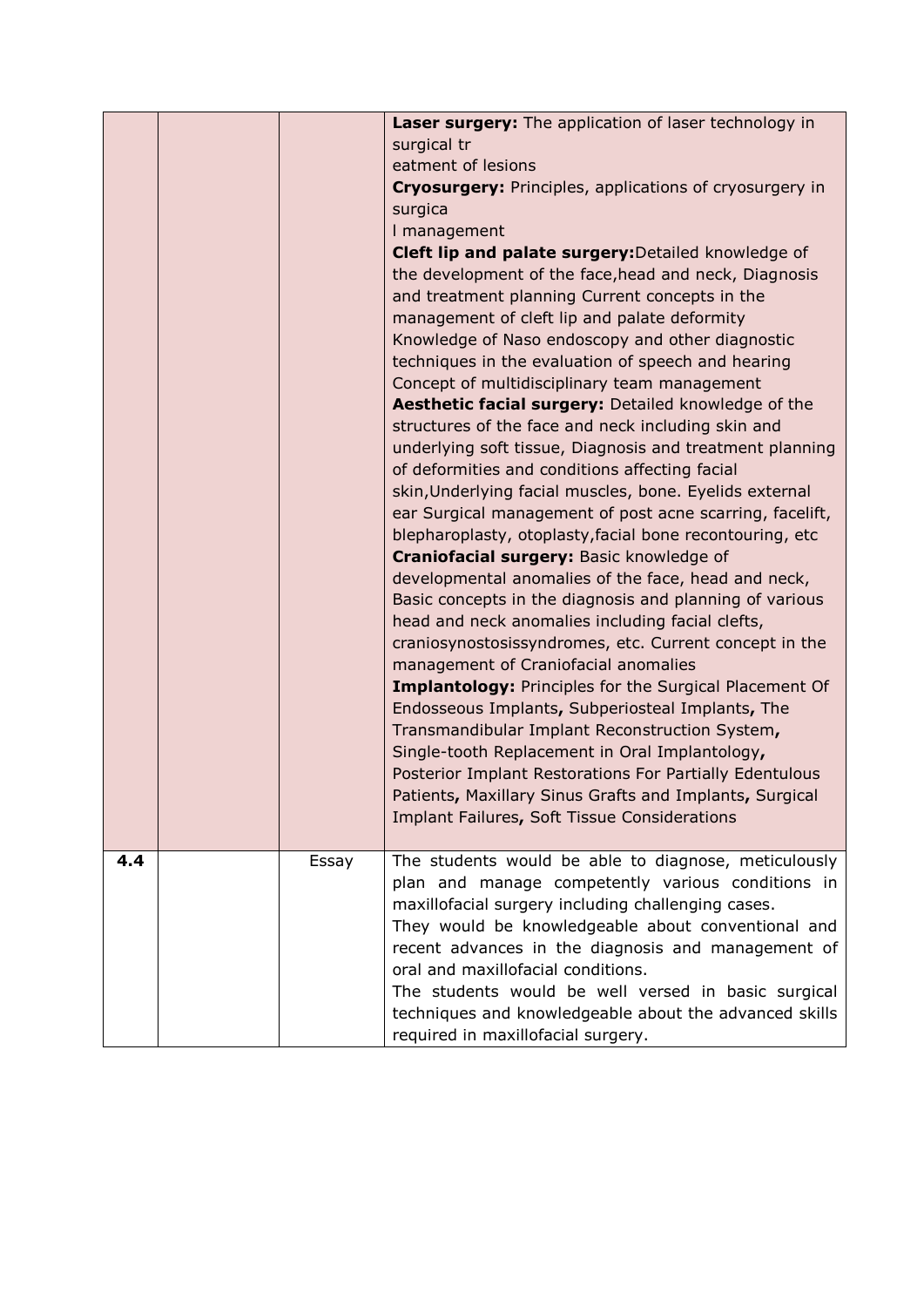|  |  |  |  |
|---|---|---|---|
|  |  |  | **Laser surgery:** The application of laser technology in surgical tr eatment of lesions<br>**Cryosurgery:** Principles, applications of cryosurgery in surgica l management<br>**Cleft lip and palate surgery:**Detailed knowledge of the development of the face,head and neck, Diagnosis and treatment planning Current concepts in the management of cleft lip and palate deformity<br>Knowledge of Naso endoscopy and other diagnostic techniques in the evaluation of speech and hearing<br>Concept of multidisciplinary team management<br>**Aesthetic facial surgery:** Detailed knowledge of the structures of the face and neck including skin and underlying soft tissue, Diagnosis and treatment planning of deformities and conditions affecting facial skin,Underlying facial muscles, bone. Eyelids external ear Surgical management of post acne scarring, facelift, blepharoplasty, otoplasty,facial bone recontouring, etc<br>**Craniofacial surgery:** Basic knowledge of developmental anomalies of the face, head and neck, Basic concepts in the diagnosis and planning of various head and neck anomalies including facial clefts, craniosynostosissyndromes, etc. Current concept in the management of Craniofacial anomalies<br>**Implantology:** Principles for the Surgical Placement Of Endosseous Implants**,** Subperiosteal Implants**,** The Transmandibular Implant Reconstruction System**,** Single-tooth Replacement in Oral Implantology**,** Posterior Implant Restorations For Partially Edentulous Patients**,** Maxillary Sinus Grafts and Implants**,** Surgical Implant Failures**,** Soft Tissue Considerations |
| **4.4** |  | Essay | The students would be able to diagnose, meticulously plan and manage competently various conditions in maxillofacial surgery including challenging cases.<br>They would be knowledgeable about conventional and recent advances in the diagnosis and management of oral and maxillofacial conditions.<br>The students would be well versed in basic surgical techniques and knowledgeable about the advanced skills required in maxillofacial surgery. |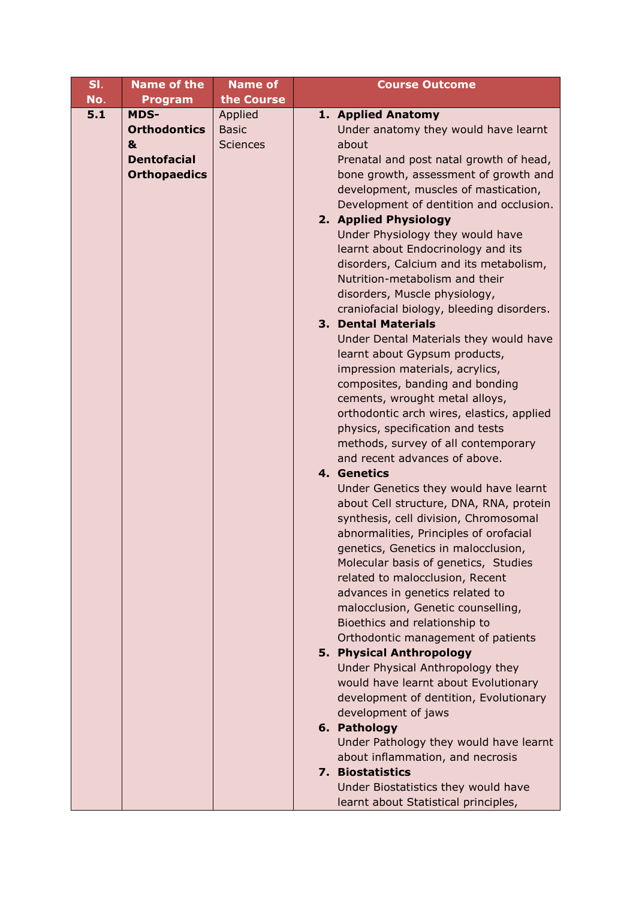| Sl. No. | Name of the Program | Name of the Course | Course Outcome |
|---|---|---|---|
| 5.1 | **MDS-Orthodontics & Dentofacial Orthopaedics** | Applied Basic Sciences | 1. **Applied Anatomy**<br>Under anatomy they would have learnt about<br>Prenatal and post natal growth of head, bone growth, assessment of growth and development, muscles of mastication, Development of dentition and occlusion.<br>2. **Applied Physiology**<br>Under Physiology they would have learnt about Endocrinology and its disorders, Calcium and its metabolism, Nutrition-metabolism and their disorders, Muscle physiology, craniofacial biology, bleeding disorders.<br>3. **Dental Materials**<br>Under Dental Materials they would have learnt about Gypsum products, impression materials, acrylics, composites, banding and bonding cements, wrought metal alloys, orthodontic arch wires, elastics, applied physics, specification and tests methods, survey of all contemporary and recent advances of above.<br>4. **Genetics**<br>Under Genetics they would have learnt about Cell structure, DNA, RNA, protein synthesis, cell division, Chromosomal abnormalities, Principles of orofacial genetics, Genetics in malocclusion, Molecular basis of genetics, Studies related to malocclusion, Recent advances in genetics related to malocclusion, Genetic counselling, Bioethics and relationship to Orthodontic management of patients<br>5. **Physical Anthropology**<br>Under Physical Anthropology they would have learnt about Evolutionary development of dentition, Evolutionary development of jaws<br>6. **Pathology**<br>Under Pathology they would have learnt about inflammation, and necrosis<br>7. **Biostatistics**<br>Under Biostatistics they would have learnt about Statistical principles, |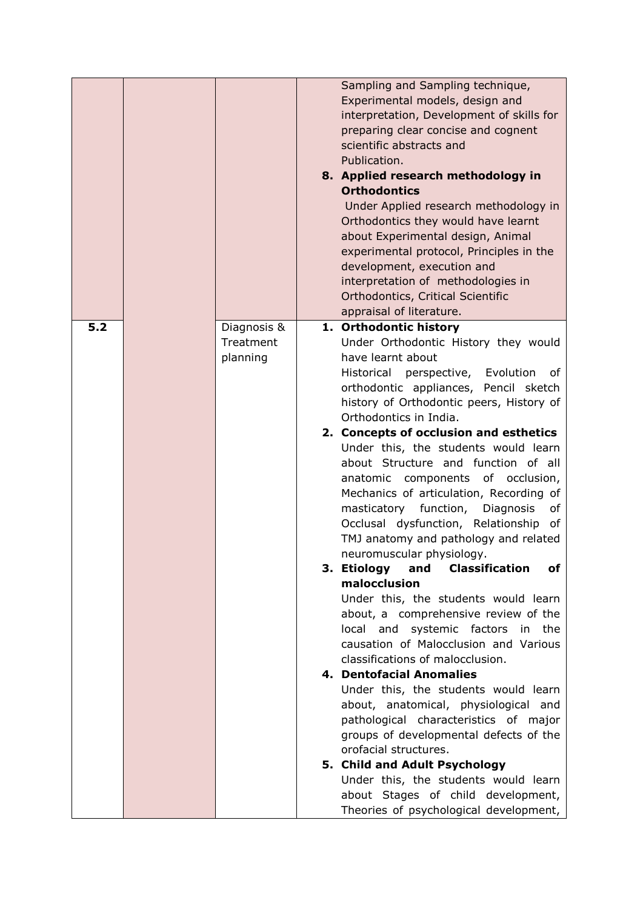| | | | |
|---|---|---|---|
| | | | Sampling and Sampling technique, Experimental models, design and interpretation, Development of skills for preparing clear concise and cognent scientific abstracts and Publication.<br>**8. Applied research methodology in Orthodontics**<br>Under Applied research methodology in Orthodontics they would have learnt about Experimental design, Animal experimental protocol, Principles in the development, execution and interpretation of methodologies in Orthodontics, Critical Scientific appraisal of literature. |
| **5.2** | | Diagnosis & Treatment planning | **1. Orthodontic history**<br>Under Orthodontic History they would have learnt about<br>Historical perspective, Evolution of orthodontic appliances, Pencil sketch history of Orthodontic peers, History of Orthodontics in India.<br>**2. Concepts of occlusion and esthetics**<br>Under this, the students would learn about Structure and function of all anatomic components of occlusion, Mechanics of articulation, Recording of masticatory function, Diagnosis of Occlusal dysfunction, Relationship of TMJ anatomy and pathology and related neuromuscular physiology.<br>**3. Etiology and Classification of malocclusion**<br>Under this, the students would learn about, a comprehensive review of the local and systemic factors in the causation of Malocclusion and Various classifications of malocclusion.<br>**4. Dentofacial Anomalies**<br>Under this, the students would learn about, anatomical, physiological and pathological characteristics of major groups of developmental defects of the orofacial structures.<br>**5. Child and Adult Psychology**<br>Under this, the students would learn about Stages of child development, Theories of psychological development, |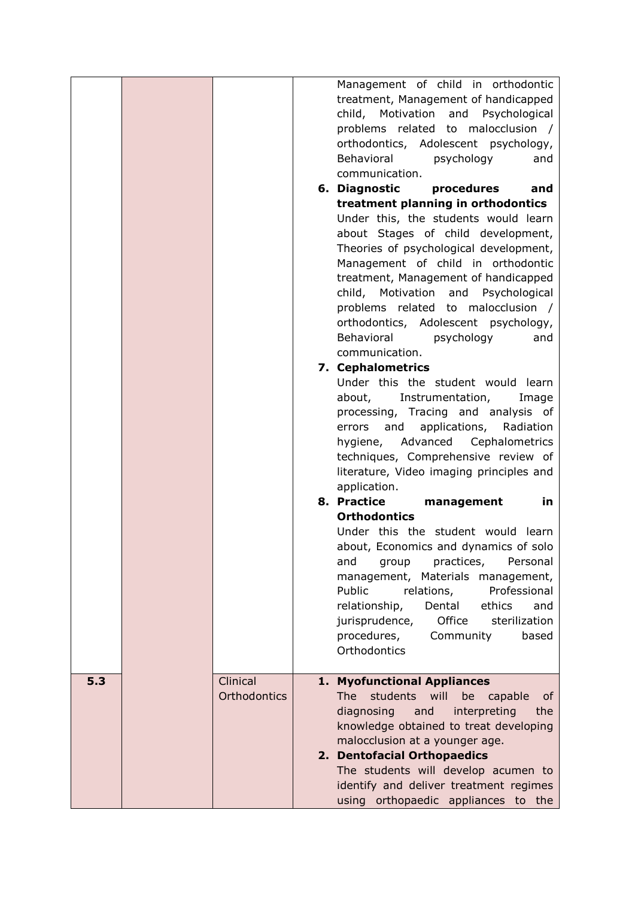| | | | |
|---|---|---|---|
| | | | Management of child in orthodontic treatment, Management of handicapped child, Motivation and Psychological problems related to malocclusion / orthodontics, Adolescent psychology, Behavioral psychology and communication.<br>6. **Diagnostic procedures and treatment planning in orthodontics**<br>Under this, the students would learn about Stages of child development, Theories of psychological development, Management of child in orthodontic treatment, Management of handicapped child, Motivation and Psychological problems related to malocclusion / orthodontics, Adolescent psychology, Behavioral psychology and communication.<br>7. **Cephalometrics**<br>Under this the student would learn about, Instrumentation, Image processing, Tracing and analysis of errors and applications, Radiation hygiene, Advanced Cephalometrics techniques, Comprehensive review of literature, Video imaging principles and application.<br>8. **Practice management in Orthodontics**<br>Under this the student would learn about, Economics and dynamics of solo and group practices, Personal management, Materials management, Public relations, Professional relationship, Dental ethics and jurisprudence, Office sterilization procedures, Community based Orthodontics |
| **5.3** | | Clinical Orthodontics | 1. **Myofunctional Appliances**<br>The students will be capable of diagnosing and interpreting the knowledge obtained to treat developing malocclusion at a younger age.<br>2. **Dentofacial Orthopaedics**<br>The students will develop acumen to identify and deliver treatment regimes using orthopaedic appliances to the |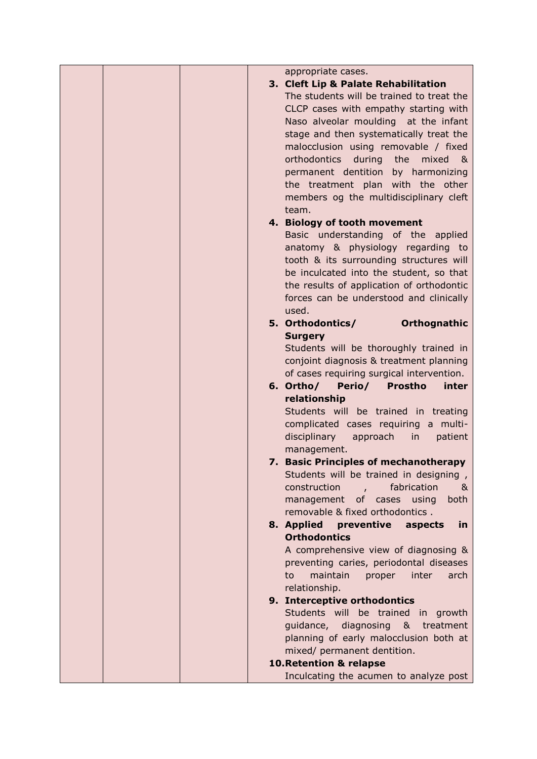| | | | appropriate cases.<br>**3. Cleft Lip & Palate Rehabilitation**<br>The students will be trained to treat the CLCP cases with empathy starting with Naso alveolar moulding at the infant stage and then systematically treat the malocclusion using removable / fixed orthodontics during the mixed & permanent dentition by harmonizing the treatment plan with the other members og the multidisciplinary cleft team.<br>**4. Biology of tooth movement**<br>Basic understanding of the applied anatomy & physiology regarding to tooth & its surrounding structures will be inculcated into the student, so that the results of application of orthodontic forces can be understood and clinically used.<br>**5. Orthodontics/ Orthognathic Surgery**<br>Students will be thoroughly trained in conjoint diagnosis & treatment planning of cases requiring surgical intervention.<br>**6. Ortho/ Perio/ Prostho inter relationship**<br>Students will be trained in treating complicated cases requiring a multi-disciplinary approach in patient management.<br>**7. Basic Principles of mechanotherapy**<br>Students will be trained in designing , construction , fabrication & management of cases using both removable & fixed orthodontics .<br>**8. Applied preventive aspects in Orthodontics**<br>A comprehensive view of diagnosing & preventing caries, periodontal diseases to maintain proper inter arch relationship.<br>**9. Interceptive orthodontics**<br>Students will be trained in growth guidance, diagnosing & treatment planning of early malocclusion both at mixed/ permanent dentition.<br>**10. Retention & relapse**<br>Inculcating the acumen to analyze post |
|---|---|---|---|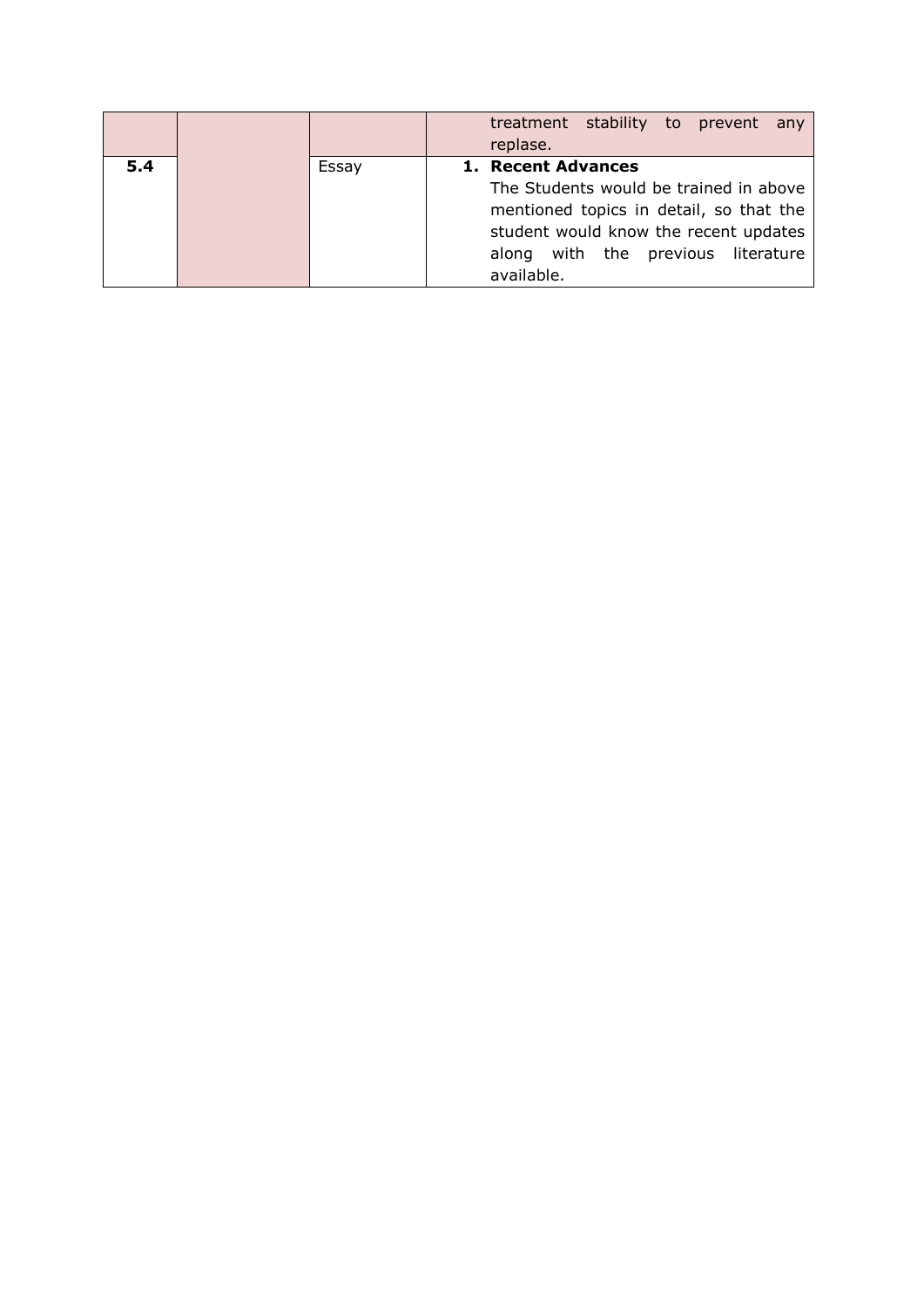| | | | |
|---|---|---|---|
| | | | treatment stability to prevent any replase. |
| **5.4** | | Essay | 1. **Recent Advances** The Students would be trained in above mentioned topics in detail, so that the student would know the recent updates along with the previous literature available. |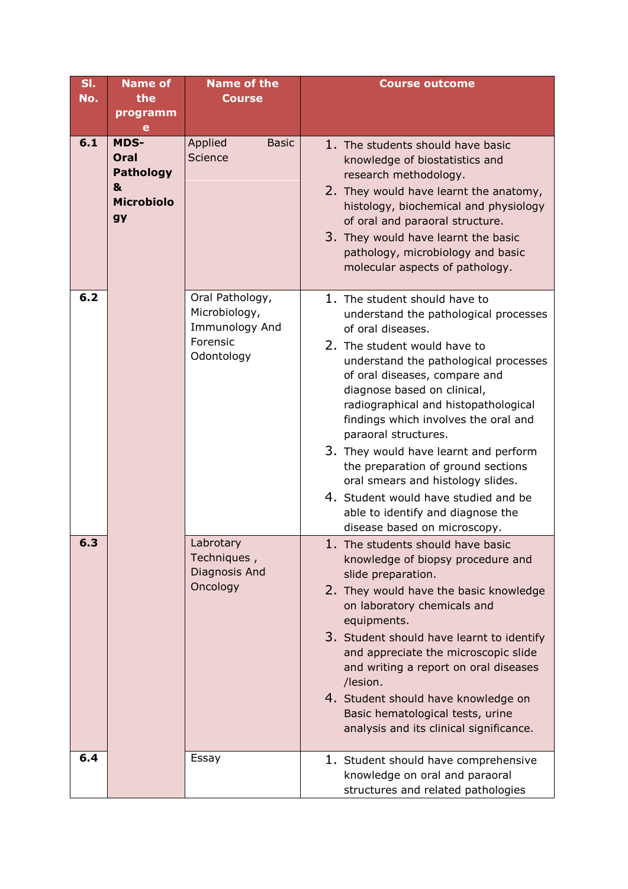| Sl. No. | Name of the programme | Name of the Course | Course outcome |
|---|---|---|---|
| 6.1 | **MDS- Oral Pathology & Microbiology** | Applied Basic Science | 1. The students should have basic knowledge of biostatistics and research methodology.<br>2. They would have learnt the anatomy, histology, biochemical and physiology of oral and paraoral structure.<br>3. They would have learnt the basic pathology, microbiology and basic molecular aspects of pathology. |
| 6.2 | | Oral Pathology, Microbiology, Immunology And Forensic Odontology | 1. The student should have to understand the pathological processes of oral diseases.<br>2. The student would have to understand the pathological processes of oral diseases, compare and diagnose based on clinical, radiographical and histopathological findings which involves the oral and paraoral structures.<br>3. They would have learnt and perform the preparation of ground sections oral smears and histology slides.<br>4. Student would have studied and be able to identify and diagnose the disease based on microscopy. |
| 6.3 | | Labrotary Techniques , Diagnosis And Oncology | 1. The students should have basic knowledge of biopsy procedure and slide preparation.<br>2. They would have the basic knowledge on laboratory chemicals and equipments.<br>3. Student should have learnt to identify and appreciate the microscopic slide and writing a report on oral diseases /lesion.<br>4. Student should have knowledge on Basic hematological tests, urine analysis and its clinical significance. |
| 6.4 | | Essay | 1. Student should have comprehensive knowledge on oral and paraoral structures and related pathologies |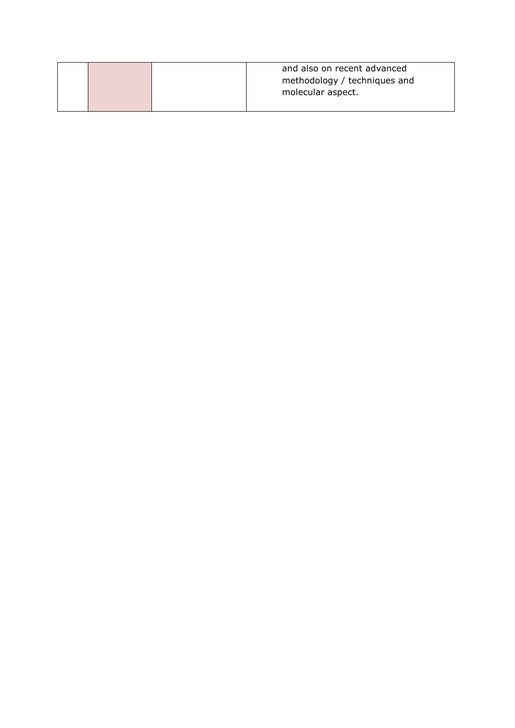| | | | |
|---|---|---|---|
| | | | and also on recent advanced methodology / techniques and molecular aspect. |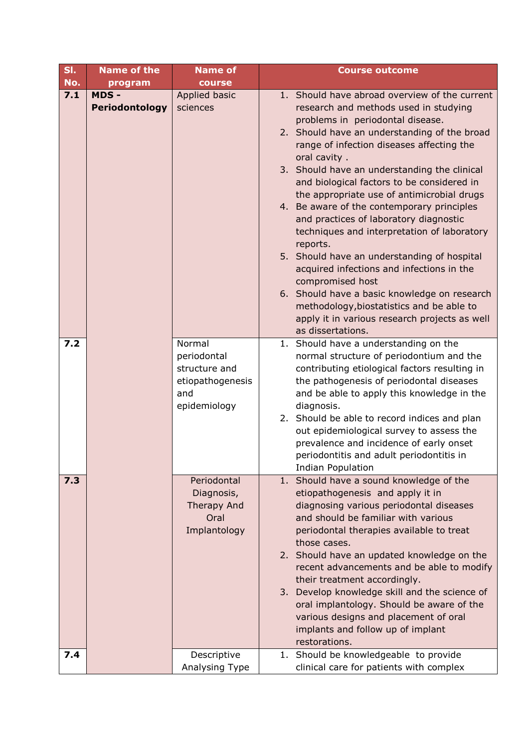| Sl. No. | Name of the program | Name of course | Course outcome |
|---|---|---|---|
| 7.1 | **MDS - Periodontology** | Applied basic sciences | 1. Should have abroad overview of the current research and methods used in studying problems in periodontal disease.<br>2. Should have an understanding of the broad range of infection diseases affecting the oral cavity .<br>3. Should have an understanding the clinical and biological factors to be considered in the appropriate use of antimicrobial drugs<br>4. Be aware of the contemporary principles and practices of laboratory diagnostic techniques and interpretation of laboratory reports.<br>5. Should have an understanding of hospital acquired infections and infections in the compromised host<br>6. Should have a basic knowledge on research methodology,biostatistics and be able to apply it in various research projects as well as dissertations. |
| 7.2 | | Normal periodontal structure and etiopathogenesis and epidemiology | 1. Should have a understanding on the normal structure of periodontium and the contributing etiological factors resulting in the pathogenesis of periodontal diseases and be able to apply this knowledge in the diagnosis.<br>2. Should be able to record indices and plan out epidemiological survey to assess the prevalence and incidence of early onset periodontitis and adult periodontitis in Indian Population |
| 7.3 | | Periodontal Diagnosis, Therapy And Oral Implantology | 1. Should have a sound knowledge of the etiopathogenesis and apply it in diagnosing various periodontal diseases and should be familiar with various periodontal therapies available to treat those cases.<br>2. Should have an updated knowledge on the recent advancements and be able to modify their treatment accordingly.<br>3. Develop knowledge skill and the science of oral implantology. Should be aware of the various designs and placement of oral implants and follow up of implant restorations. |
| 7.4 | | Descriptive Analysing Type | 1. Should be knowledgeable to provide clinical care for patients with complex |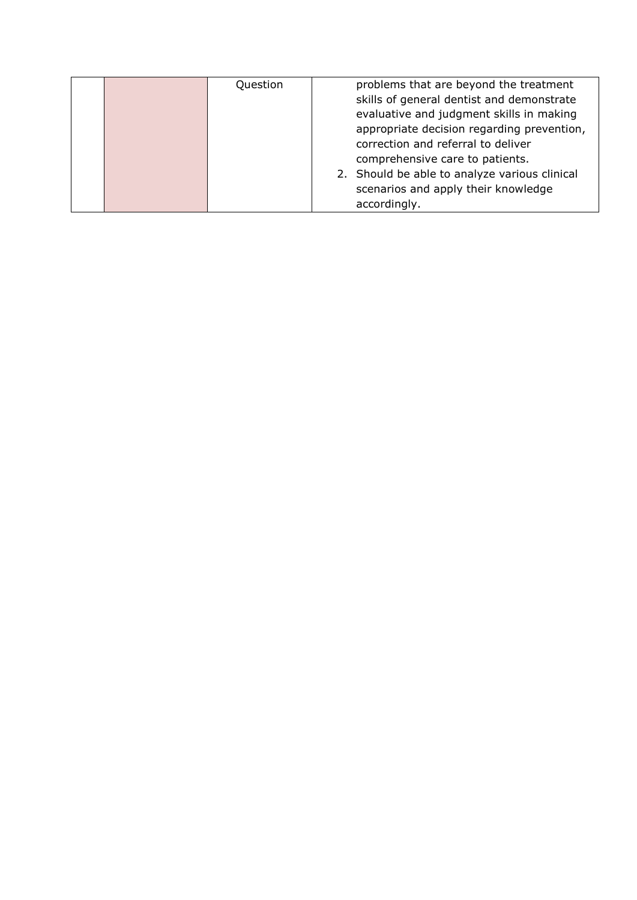|  |  | Question | problems that are beyond the treatment skills of general dentist and demonstrate evaluative and judgment skills in making appropriate decision regarding prevention, correction and referral to deliver comprehensive care to patients.<br>2. Should be able to analyze various clinical scenarios and apply their knowledge accordingly. |
|---|---|---|---|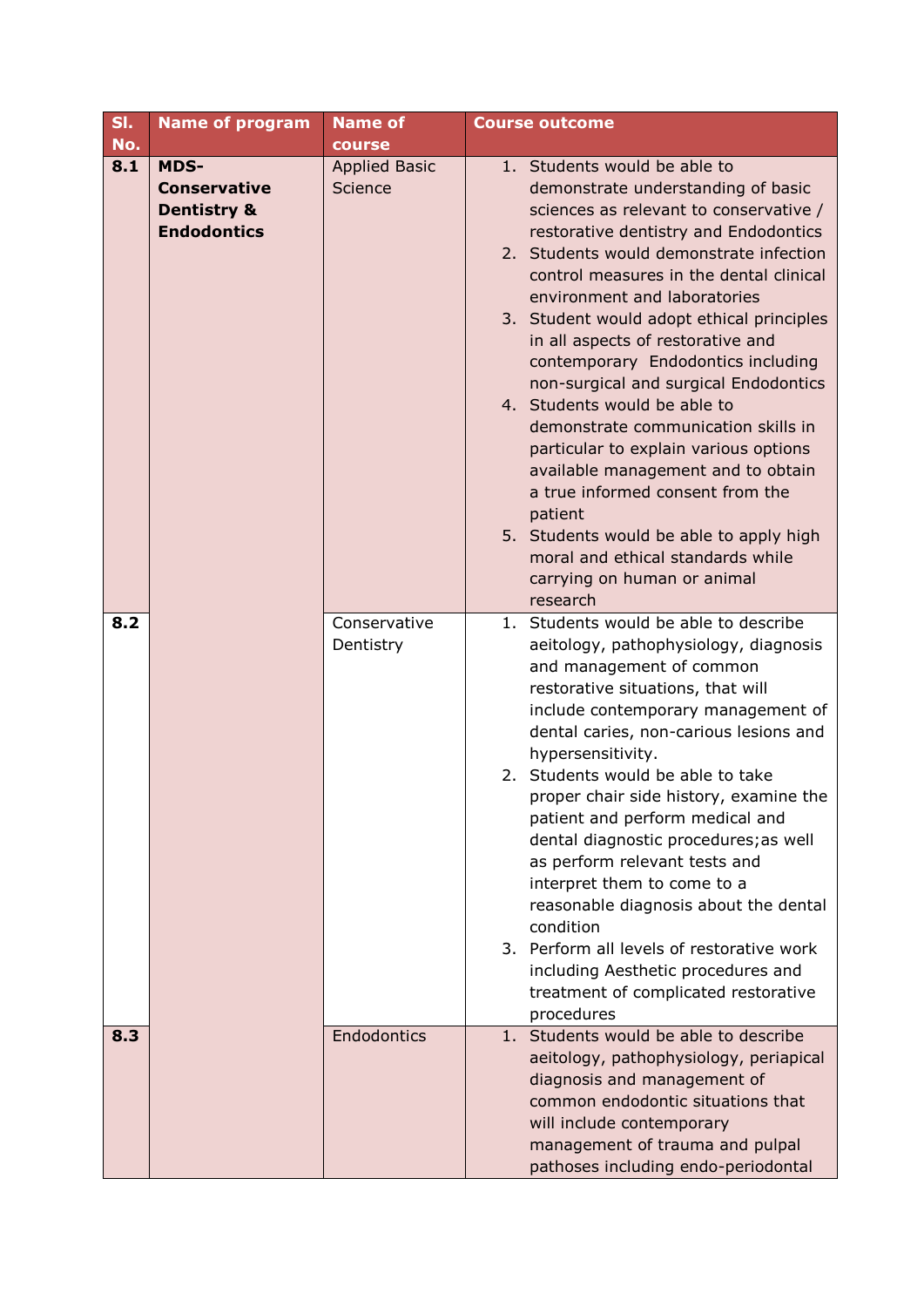| Sl. No. | Name of program | Name of course | Course outcome |
|---|---|---|---|
| **8.1** | **MDS-Conservative Dentistry & Endodontics** | Applied Basic Science | 1. Students would be able to demonstrate understanding of basic sciences as relevant to conservative / restorative dentistry and Endodontics<br>2. Students would demonstrate infection control measures in the dental clinical environment and laboratories<br>3. Student would adopt ethical principles in all aspects of restorative and contemporary Endodontics including non-surgical and surgical Endodontics<br>4. Students would be able to demonstrate communication skills in particular to explain various options available management and to obtain a true informed consent from the patient<br>5. Students would be able to apply high moral and ethical standards while carrying on human or animal research |
| **8.2** | | Conservative Dentistry | 1. Students would be able to describe aeitology, pathophysiology, diagnosis and management of common restorative situations, that will include contemporary management of dental caries, non-carious lesions and hypersensitivity.<br>2. Students would be able to take proper chair side history, examine the patient and perform medical and dental diagnostic procedures;as well as perform relevant tests and interpret them to come to a reasonable diagnosis about the dental condition<br>3. Perform all levels of restorative work including Aesthetic procedures and treatment of complicated restorative procedures |
| **8.3** | | Endodontics | 1. Students would be able to describe aeitology, pathophysiology, periapical diagnosis and management of common endodontic situations that will include contemporary management of trauma and pulpal pathoses including endo-periodontal |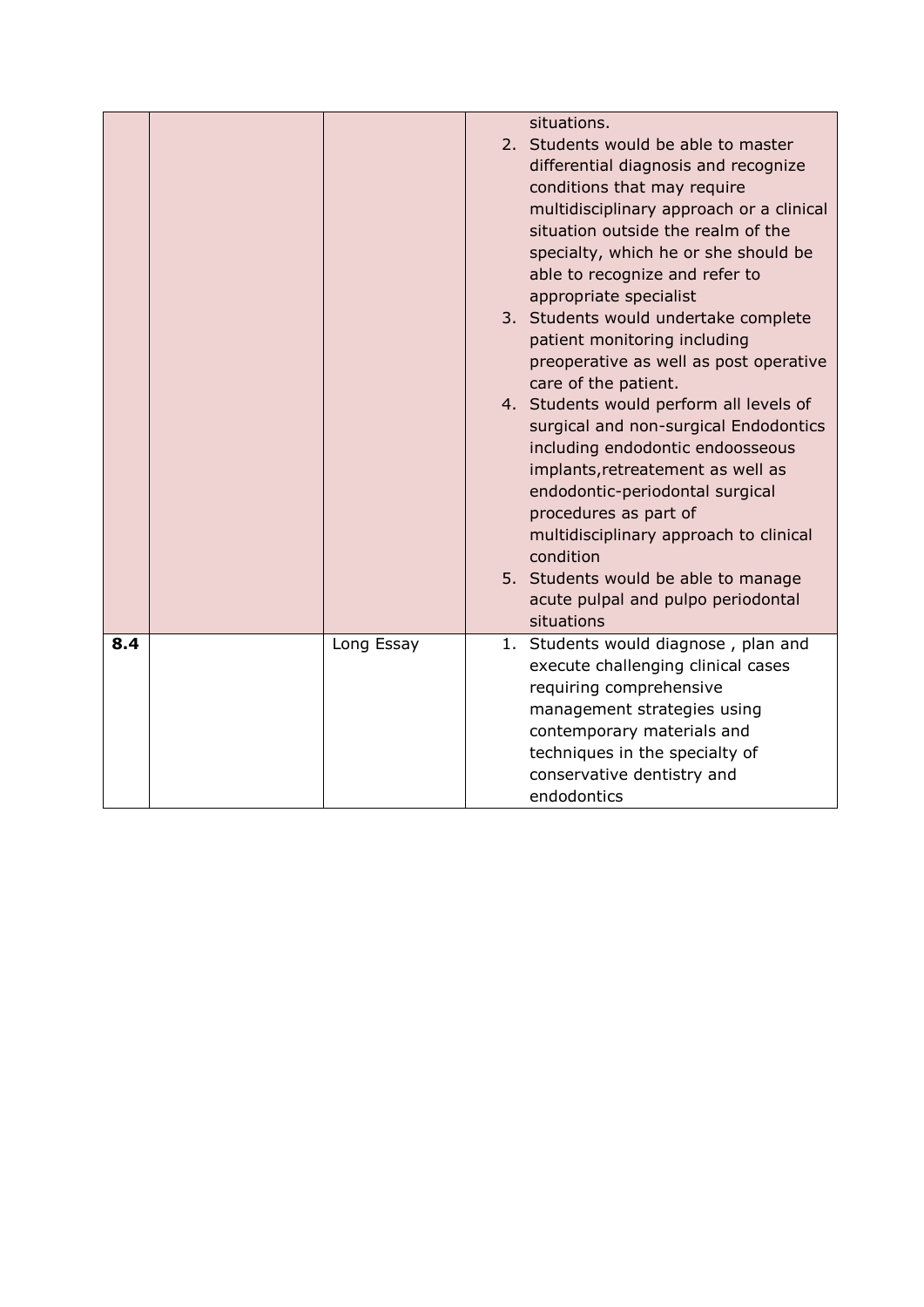| | | | |
|---|---|---|---|
| | | | situations.<br>2. Students would be able to master differential diagnosis and recognize conditions that may require multidisciplinary approach or a clinical situation outside the realm of the specialty, which he or she should be able to recognize and refer to appropriate specialist<br>3. Students would undertake complete patient monitoring including preoperative as well as post operative care of the patient.<br>4. Students would perform all levels of surgical and non-surgical Endodontics including endodontic endoosseous implants,retreatement as well as endodontic-periodontal surgical procedures as part of multidisciplinary approach to clinical condition<br>5. Students would be able to manage acute pulpal and pulpo periodontal situations |
| **8.4** | | Long Essay | 1. Students would diagnose , plan and execute challenging clinical cases requiring comprehensive management strategies using contemporary materials and techniques in the specialty of conservative dentistry and endodontics |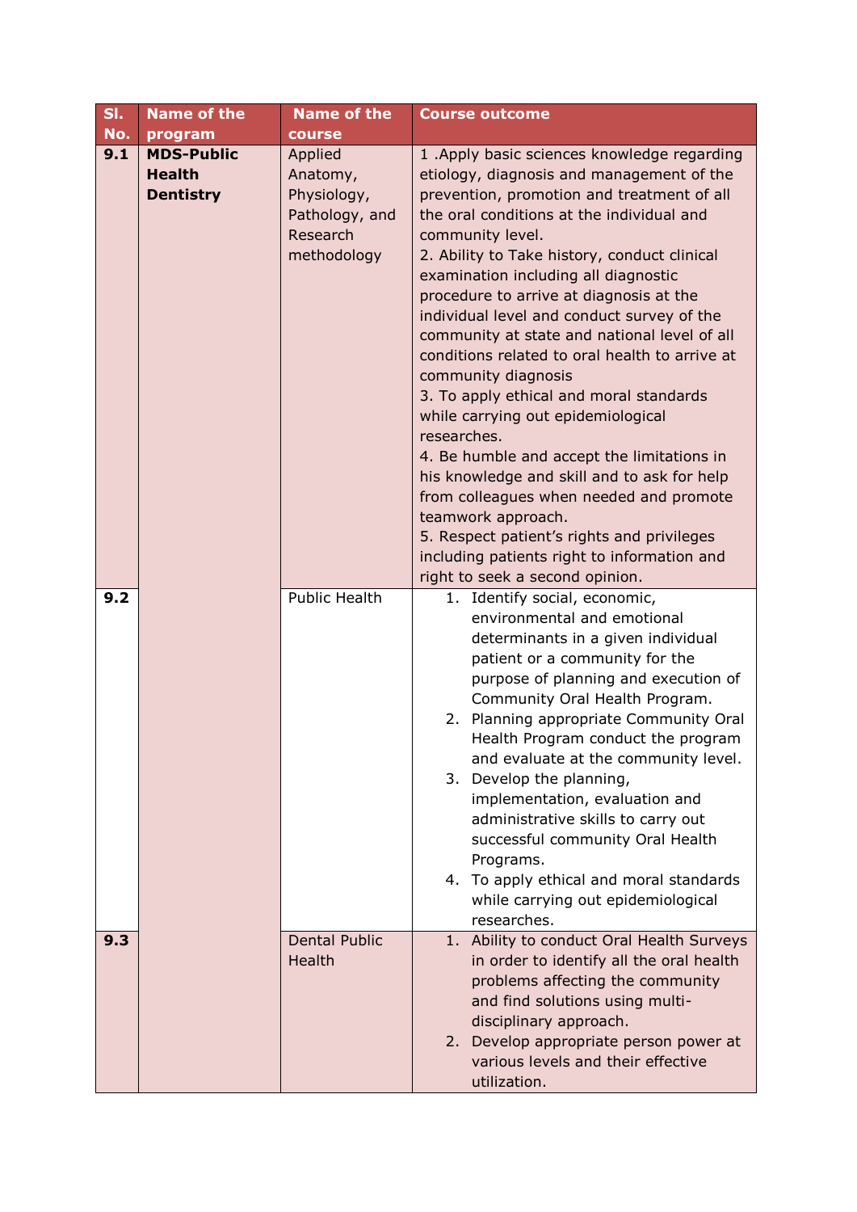| Sl. No. | Name of the program | Name of the course | Course outcome |
|---|---|---|---|
| 9.1 | **MDS-Public Health Dentistry** | Applied Anatomy, Physiology, Pathology, and Research methodology | 1 .Apply basic sciences knowledge regarding etiology, diagnosis and management of the prevention, promotion and treatment of all the oral conditions at the individual and community level.<br>2. Ability to Take history, conduct clinical examination including all diagnostic procedure to arrive at diagnosis at the individual level and conduct survey of the community at state and national level of all conditions related to oral health to arrive at community diagnosis<br>3. To apply ethical and moral standards while carrying out epidemiological researches.<br>4. Be humble and accept the limitations in his knowledge and skill and to ask for help from colleagues when needed and promote teamwork approach.<br>5. Respect patient's rights and privileges including patients right to information and right to seek a second opinion. |
| 9.2 | | Public Health | 1. Identify social, economic, environmental and emotional determinants in a given individual patient or a community for the purpose of planning and execution of Community Oral Health Program.<br>2. Planning appropriate Community Oral Health Program conduct the program and evaluate at the community level.<br>3. Develop the planning, implementation, evaluation and administrative skills to carry out successful community Oral Health Programs.<br>4. To apply ethical and moral standards while carrying out epidemiological researches. |
| 9.3 | | Dental Public Health | 1. Ability to conduct Oral Health Surveys in order to identify all the oral health problems affecting the community and find solutions using multi-disciplinary approach.<br>2. Develop appropriate person power at various levels and their effective utilization. |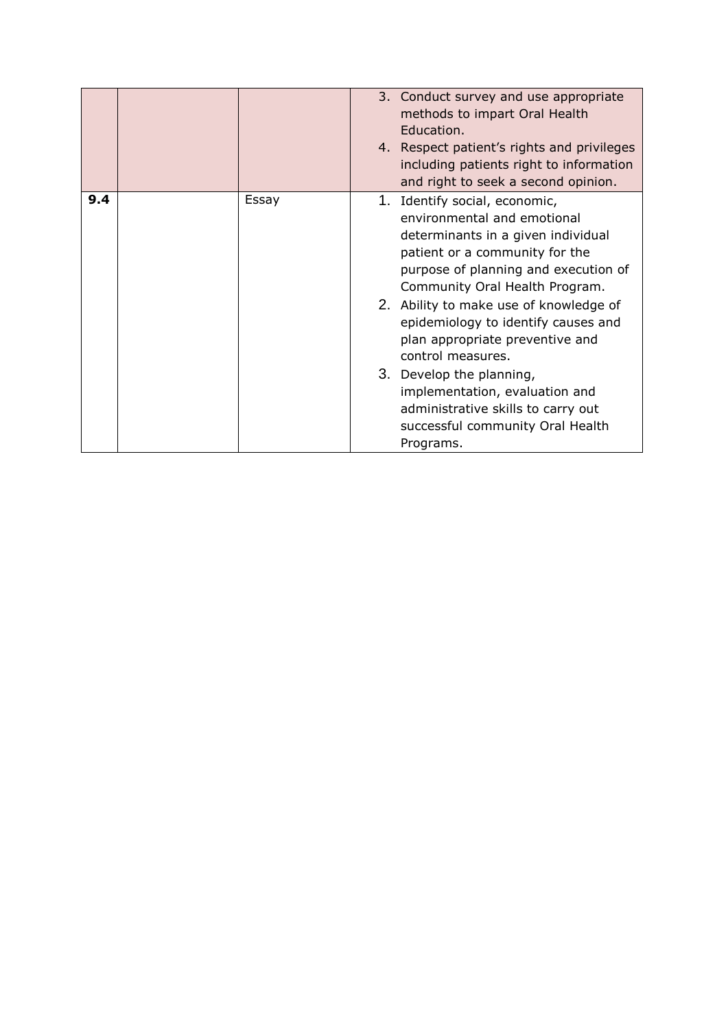|  |  |  |  |
|---|---|---|---|
|  |  |  | 3. Conduct survey and use appropriate methods to impart Oral Health Education.<br>4. Respect patient's rights and privileges including patients right to information and right to seek a second opinion. |
| **9.4** |  | Essay | 1. Identify social, economic, environmental and emotional determinants in a given individual patient or a community for the purpose of planning and execution of Community Oral Health Program.<br>2. Ability to make use of knowledge of epidemiology to identify causes and plan appropriate preventive and control measures.<br>3. Develop the planning, implementation, evaluation and administrative skills to carry out successful community Oral Health Programs. |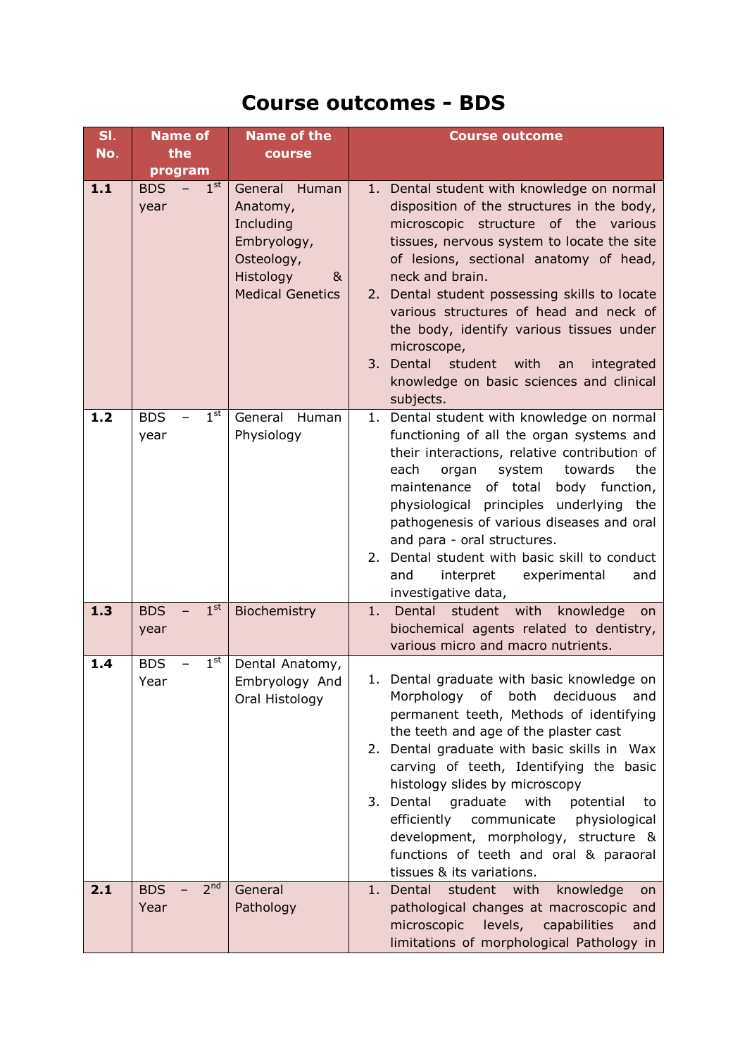# Course outcomes - BDS

| Sl. No. | Name of the program | Name of the course | Course outcome |
|---|---|---|---|
| **1.1** | BDS – 1st year | General Human Anatomy, Including Embryology, Osteology, Histology & Medical Genetics | 1. Dental student with knowledge on normal disposition of the structures in the body, microscopic structure of the various tissues, nervous system to locate the site of lesions, sectional anatomy of head, neck and brain.<br>2. Dental student possessing skills to locate various structures of head and neck of the body, identify various tissues under microscope,<br>3. Dental student with an integrated knowledge on basic sciences and clinical subjects. |
| **1.2** | BDS – 1st year | General Human Physiology | 1. Dental student with knowledge on normal functioning of all the organ systems and their interactions, relative contribution of each organ system towards the maintenance of total body function, physiological principles underlying the pathogenesis of various diseases and oral and para - oral structures.<br>2. Dental student with basic skill to conduct and interpret experimental and investigative data, |
| **1.3** | BDS – 1st year | Biochemistry | 1. Dental student with knowledge on biochemical agents related to dentistry, various micro and macro nutrients. |
| **1.4** | BDS – 1st Year | Dental Anatomy, Embryology And Oral Histology | 1. Dental graduate with basic knowledge on Morphology of both deciduous and permanent teeth, Methods of identifying the teeth and age of the plaster cast<br>2. Dental graduate with basic skills in Wax carving of teeth, Identifying the basic histology slides by microscopy<br>3. Dental graduate with potential to efficiently communicate physiological development, morphology, structure & functions of teeth and oral & paraoral tissues & its variations. |
| **2.1** | BDS – 2nd Year | General Pathology | 1. Dental student with knowledge on pathological changes at macroscopic and microscopic levels, capabilities and limitations of morphological Pathology in |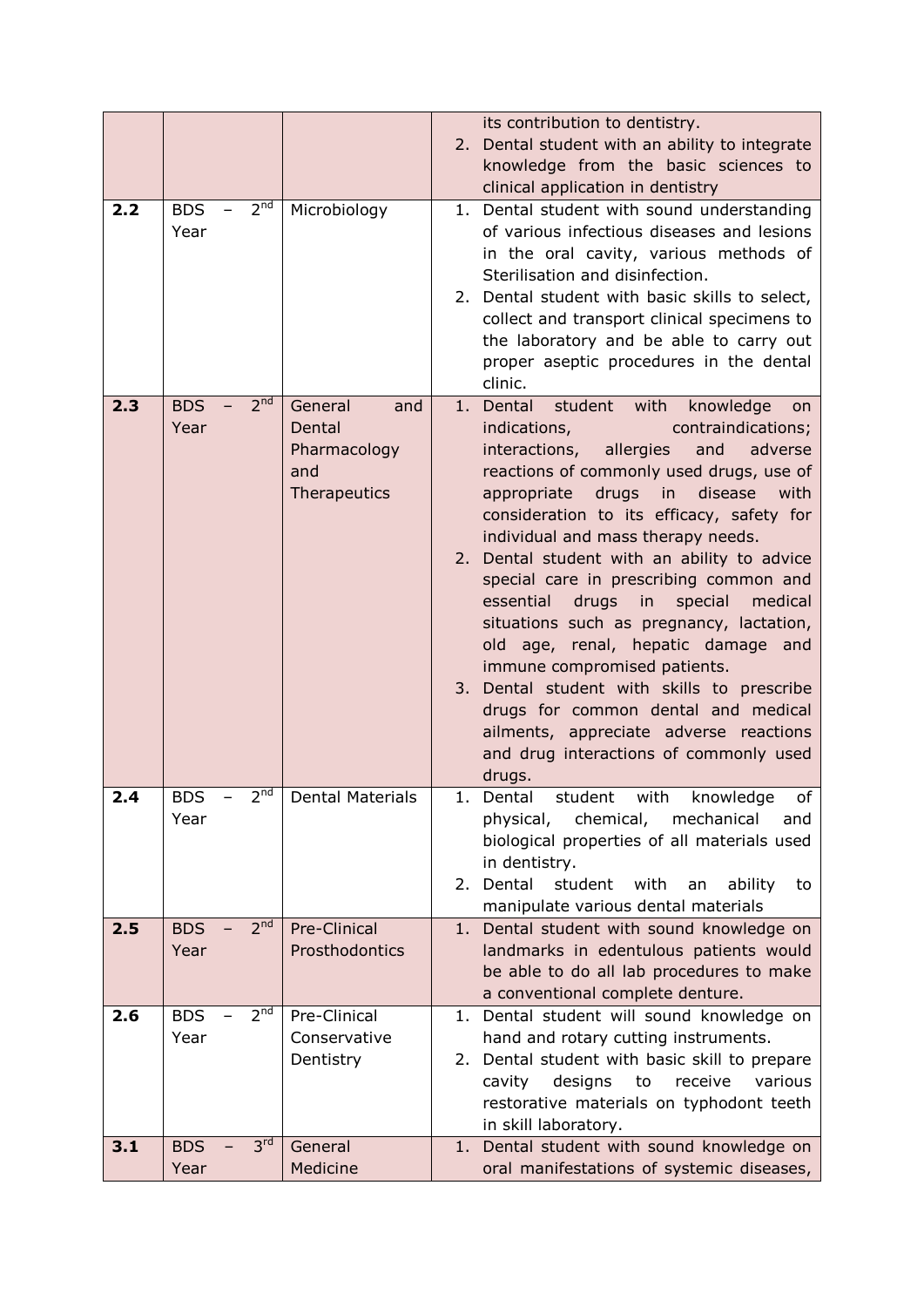| | | | |
|---|---|---|---|
| | | | its contribution to dentistry.<br>2. Dental student with an ability to integrate knowledge from the basic sciences to clinical application in dentistry |
| **2.2** | BDS – 2nd Year | Microbiology | 1. Dental student with sound understanding of various infectious diseases and lesions in the oral cavity, various methods of Sterilisation and disinfection.<br>2. Dental student with basic skills to select, collect and transport clinical specimens to the laboratory and be able to carry out proper aseptic procedures in the dental clinic. |
| **2.3** | BDS – 2nd Year | General and Dental Pharmacology and Therapeutics | 1. Dental student with knowledge on indications, contraindications; interactions, allergies and adverse reactions of commonly used drugs, use of appropriate drugs in disease with consideration to its efficacy, safety for individual and mass therapy needs.<br>2. Dental student with an ability to advice special care in prescribing common and essential drugs in special medical situations such as pregnancy, lactation, old age, renal, hepatic damage and immune compromised patients.<br>3. Dental student with skills to prescribe drugs for common dental and medical ailments, appreciate adverse reactions and drug interactions of commonly used drugs. |
| **2.4** | BDS – 2nd Year | Dental Materials | 1. Dental student with knowledge of physical, chemical, mechanical and biological properties of all materials used in dentistry.<br>2. Dental student with an ability to manipulate various dental materials |
| **2.5** | BDS – 2nd Year | Pre-Clinical Prosthodontics | 1. Dental student with sound knowledge on landmarks in edentulous patients would be able to do all lab procedures to make a conventional complete denture. |
| **2.6** | BDS – 2nd Year | Pre-Clinical Conservative Dentistry | 1. Dental student will sound knowledge on hand and rotary cutting instruments.<br>2. Dental student with basic skill to prepare cavity designs to receive various restorative materials on typhodont teeth in skill laboratory. |
| **3.1** | BDS – 3rd Year | General Medicine | 1. Dental student with sound knowledge on oral manifestations of systemic diseases, |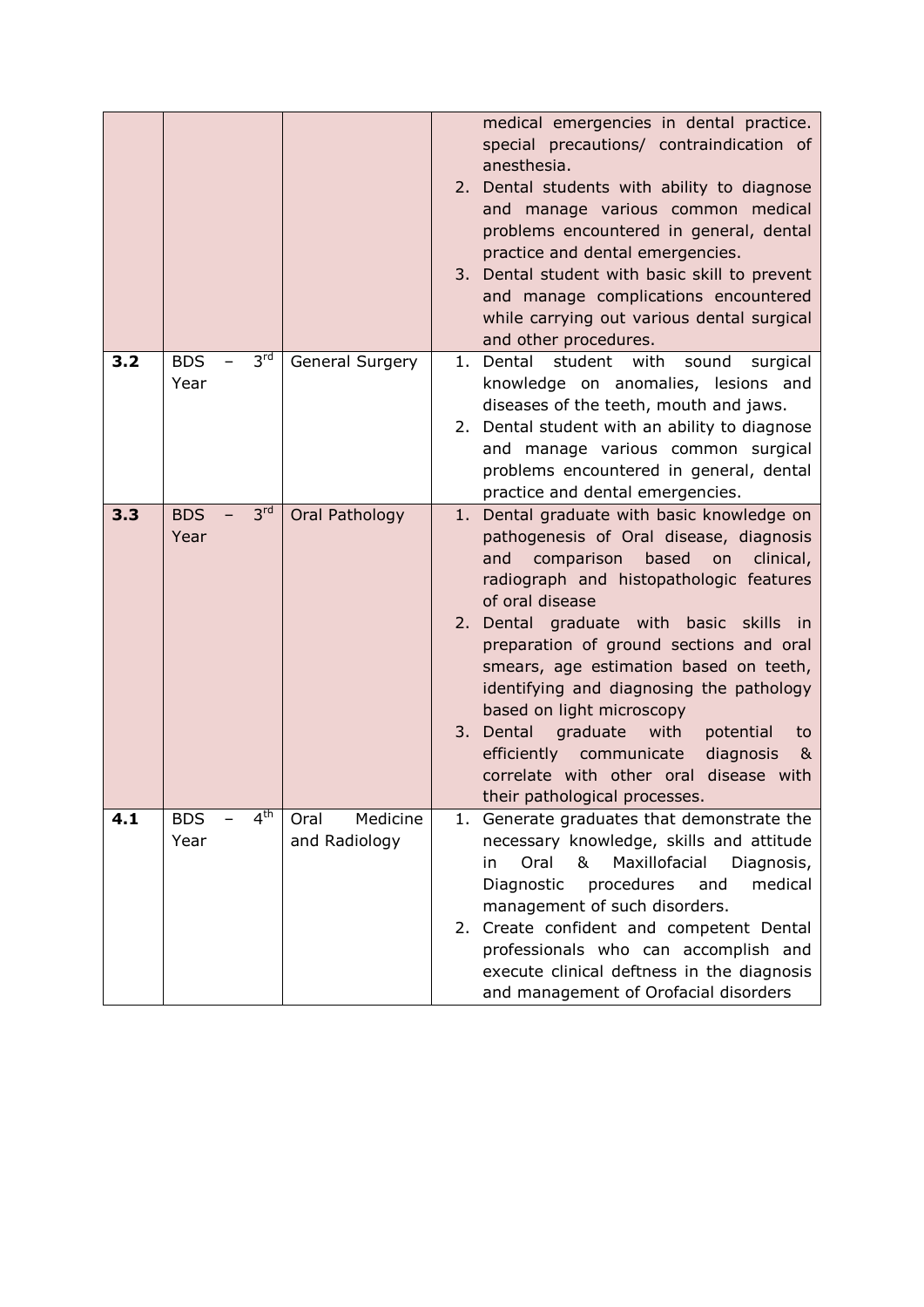| | | | |
|---|---|---|---|
| | | | medical emergencies in dental practice. special precautions/ contraindication of anesthesia.<br>2. Dental students with ability to diagnose and manage various common medical problems encountered in general, dental practice and dental emergencies.<br>3. Dental student with basic skill to prevent and manage complications encountered while carrying out various dental surgical and other procedures. |
| **3.2** | BDS – 3rd Year | General Surgery | 1. Dental student with sound surgical knowledge on anomalies, lesions and diseases of the teeth, mouth and jaws.<br>2. Dental student with an ability to diagnose and manage various common surgical problems encountered in general, dental practice and dental emergencies. |
| **3.3** | BDS – 3rd Year | Oral Pathology | 1. Dental graduate with basic knowledge on pathogenesis of Oral disease, diagnosis and comparison based on clinical, radiograph and histopathologic features of oral disease<br>2. Dental graduate with basic skills in preparation of ground sections and oral smears, age estimation based on teeth, identifying and diagnosing the pathology based on light microscopy<br>3. Dental graduate with potential to efficiently communicate diagnosis & correlate with other oral disease with their pathological processes. |
| **4.1** | BDS – 4th Year | Oral Medicine and Radiology | 1. Generate graduates that demonstrate the necessary knowledge, skills and attitude in Oral & Maxillofacial Diagnosis, Diagnostic procedures and medical management of such disorders.<br>2. Create confident and competent Dental professionals who can accomplish and execute clinical deftness in the diagnosis and management of Orofacial disorders |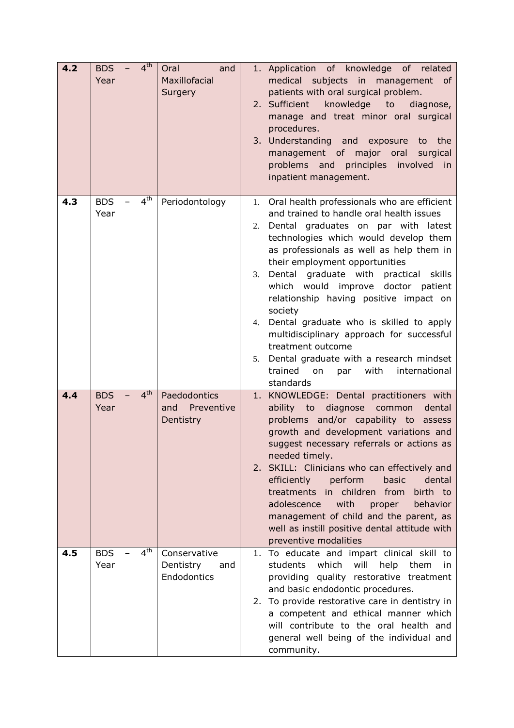| | | | |
|---|---|---|---|
| **4.2** | BDS – 4th Year | Oral and Maxillofacial Surgery | 1. Application of knowledge of related medical subjects in management of patients with oral surgical problem.<br>2. Sufficient knowledge to diagnose, manage and treat minor oral surgical procedures.<br>3. Understanding and exposure to the management of major oral surgical problems and principles involved in inpatient management. |
| **4.3** | BDS – 4th Year | Periodontology | 1. Oral health professionals who are efficient and trained to handle oral health issues<br>2. Dental graduates on par with latest technologies which would develop them as professionals as well as help them in their employment opportunities<br>3. Dental graduate with practical skills which would improve doctor patient relationship having positive impact on society<br>4. Dental graduate who is skilled to apply multidisciplinary approach for successful treatment outcome<br>5. Dental graduate with a research mindset trained on par with international standards |
| **4.4** | BDS – 4th Year | Paedodontics and Preventive Dentistry | 1. KNOWLEDGE: Dental practitioners with ability to diagnose common dental problems and/or capability to assess growth and development variations and suggest necessary referrals or actions as needed timely.<br>2. SKILL: Clinicians who can effectively and efficiently perform basic dental treatments in children from birth to adolescence with proper behavior management of child and the parent, as well as instill positive dental attitude with preventive modalities |
| **4.5** | BDS – 4th Year | Conservative Dentistry and Endodontics | 1. To educate and impart clinical skill to students which will help them in providing quality restorative treatment and basic endodontic procedures.<br>2. To provide restorative care in dentistry in a competent and ethical manner which will contribute to the oral health and general well being of the individual and community. |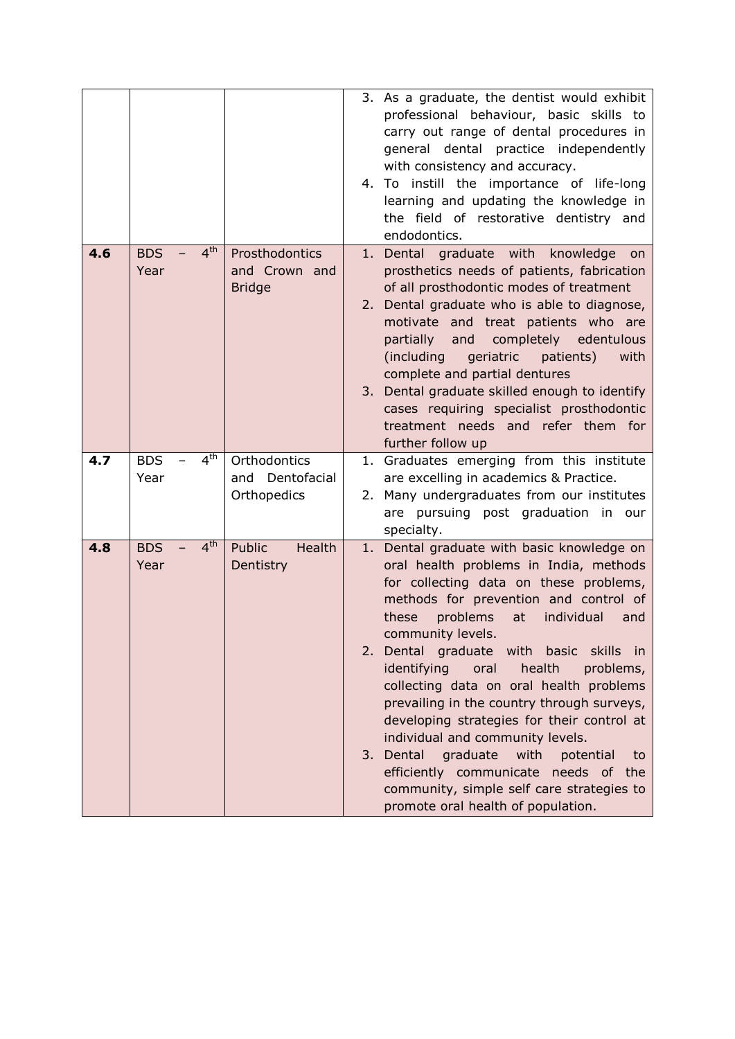| | | | |
|---|---|---|---|
| | | | 3. As a graduate, the dentist would exhibit professional behaviour, basic skills to carry out range of dental procedures in general dental practice independently with consistency and accuracy.<br>4. To instill the importance of life-long learning and updating the knowledge in the field of restorative dentistry and endodontics. |
| **4.6** | BDS – 4th Year | Prosthodontics and Crown and Bridge | 1. Dental graduate with knowledge on prosthetics needs of patients, fabrication of all prosthodontic modes of treatment<br>2. Dental graduate who is able to diagnose, motivate and treat patients who are partially and completely edentulous (including geriatric patients) with complete and partial dentures<br>3. Dental graduate skilled enough to identify cases requiring specialist prosthodontic treatment needs and refer them for further follow up |
| **4.7** | BDS – 4th Year | Orthodontics and Dentofacial Orthopedics | 1. Graduates emerging from this institute are excelling in academics & Practice.<br>2. Many undergraduates from our institutes are pursuing post graduation in our specialty. |
| **4.8** | BDS – 4th Year | Public Health Dentistry | 1. Dental graduate with basic knowledge on oral health problems in India, methods for collecting data on these problems, methods for prevention and control of these problems at individual and community levels.<br>2. Dental graduate with basic skills in identifying oral health problems, collecting data on oral health problems prevailing in the country through surveys, developing strategies for their control at individual and community levels.<br>3. Dental graduate with potential to efficiently communicate needs of the community, simple self care strategies to promote oral health of population. |